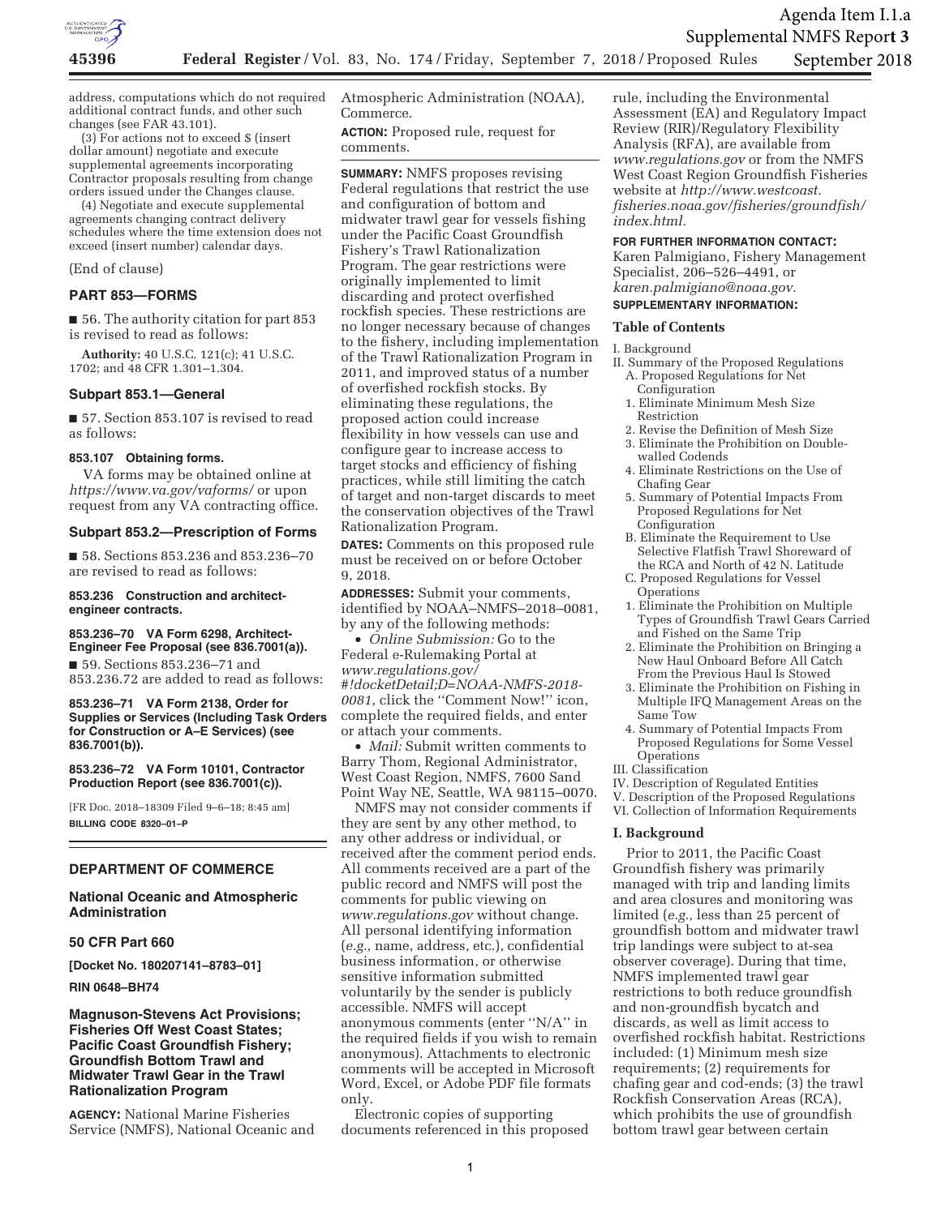address, computations which do not required additional contract funds, and other such changes (see FAR 43.101).

(3) For actions not to exceed $ (insert dollar amount) negotiate and execute supplemental agreements incorporating Contractor proposals resulting from change orders issued under the Changes clause.

(4) Negotiate and execute supplemental agreements changing contract delivery schedules where the time extension does not exceed (insert number) calendar days.

(End of clause)

## PART 853—FORMS

■ 56. The authority citation for part 853 is revised to read as follows:

**Authority:** 40 U.S.C. 121(c); 41 U.S.C. 1702; and 48 CFR 1.301–1.304.

### Subpart 853.1—General

■ 57. Section 853.107 is revised to read as follows:

**853.107 Obtaining forms.**

VA forms may be obtained online at *https://www.va.gov/vaforms/* or upon request from any VA contracting office.

### Subpart 853.2—Prescription of Forms

■ 58. Sections 853.236 and 853.236–70 are revised to read as follows:

**853.236 Construction and architect-engineer contracts.**

**853.236–70 VA Form 6298, Architect-Engineer Fee Proposal (see 836.7001(a)).**

■ 59. Sections 853.236–71 and 853.236.72 are added to read as follows:

**853.236–71 VA Form 2138, Order for Supplies or Services (Including Task Orders for Construction or A–E Services) (see 836.7001(b)).**

**853.236–72 VA Form 10101, Contractor Production Report (see 836.7001(c)).**

[FR Doc. 2018–18309 Filed 9–6–18; 8:45 am]

**BILLING CODE 8320–01–P**

---

**DEPARTMENT OF COMMERCE**

**National Oceanic and Atmospheric Administration**

**50 CFR Part 660**

**[Docket No. 180207141–8783–01]**

**RIN 0648–BH74**

# Magnuson-Stevens Act Provisions; Fisheries Off West Coast States; Pacific Coast Groundfish Fishery; Groundfish Bottom Trawl and Midwater Trawl Gear in the Trawl Rationalization Program

**AGENCY:** National Marine Fisheries Service (NMFS), National Oceanic and Atmospheric Administration (NOAA), Commerce.

**ACTION:** Proposed rule, request for comments.

**SUMMARY:** NMFS proposes revising Federal regulations that restrict the use and configuration of bottom and midwater trawl gear for vessels fishing under the Pacific Coast Groundfish Fishery's Trawl Rationalization Program. The gear restrictions were originally implemented to limit discarding and protect overfished rockfish species. These restrictions are no longer necessary because of changes to the fishery, including implementation of the Trawl Rationalization Program in 2011, and improved status of a number of overfished rockfish stocks. By eliminating these regulations, the proposed action could increase flexibility in how vessels can use and configure gear to increase access to target stocks and efficiency of fishing practices, while still limiting the catch of target and non-target discards to meet the conservation objectives of the Trawl Rationalization Program.

**DATES:** Comments on this proposed rule must be received on or before October 9, 2018.

**ADDRESSES:** Submit your comments, identified by NOAA–NMFS–2018–0081, by any of the following methods:

- *Online Submission:* Go to the Federal e-Rulemaking Portal at *www.regulations.gov/#!docketDetail;D=NOAA-NMFS-2018-0081,* click the ''Comment Now!'' icon, complete the required fields, and enter or attach your comments.
- *Mail:* Submit written comments to Barry Thom, Regional Administrator, West Coast Region, NMFS, 7600 Sand Point Way NE, Seattle, WA 98115–0070.

NMFS may not consider comments if they are sent by any other method, to any other address or individual, or received after the comment period ends. All comments received are a part of the public record and NMFS will post the comments for public viewing on *www.regulations.gov* without change. All personal identifying information (*e.g.,* name, address, etc.), confidential business information, or otherwise sensitive information submitted voluntarily by the sender is publicly accessible. NMFS will accept anonymous comments (enter ''N/A'' in the required fields if you wish to remain anonymous). Attachments to electronic comments will be accepted in Microsoft Word, Excel, or Adobe PDF file formats only.

Electronic copies of supporting documents referenced in this proposed rule, including the Environmental Assessment (EA) and Regulatory Impact Review (RIR)/Regulatory Flexibility Analysis (RFA), are available from *www.regulations.gov* or from the NMFS West Coast Region Groundfish Fisheries website at *http://www.westcoast.fisheries.noaa.gov/fisheries/groundfish/index.html.*

**FOR FURTHER INFORMATION CONTACT:** Karen Palmigiano, Fishery Management Specialist, 206–526–4491, or *karen.palmigiano@noaa.gov.*

**SUPPLEMENTARY INFORMATION:**

## Table of Contents

I. Background
II. Summary of the Proposed Regulations
  A. Proposed Regulations for Net Configuration
    1. Eliminate Minimum Mesh Size Restriction
    2. Revise the Definition of Mesh Size
    3. Eliminate the Prohibition on Double-walled Codends
    4. Eliminate Restrictions on the Use of Chafing Gear
    5. Summary of Potential Impacts From Proposed Regulations for Net Configuration
  B. Eliminate the Requirement to Use Selective Flatfish Trawl Shoreward of the RCA and North of 42 N. Latitude
  C. Proposed Regulations for Vessel Operations
    1. Eliminate the Prohibition on Multiple Types of Groundfish Trawl Gears Carried and Fished on the Same Trip
    2. Eliminate the Prohibition on Bringing a New Haul Onboard Before All Catch From the Previous Haul Is Stowed
    3. Eliminate the Prohibition on Fishing in Multiple IFQ Management Areas on the Same Tow
    4. Summary of Potential Impacts From Proposed Regulations for Some Vessel Operations
III. Classification
IV. Description of Regulated Entities
V. Description of the Proposed Regulations
VI. Collection of Information Requirements

## I. Background

Prior to 2011, the Pacific Coast Groundfish fishery was primarily managed with trip and landing limits and area closures and monitoring was limited (*e.g.,* less than 25 percent of groundfish bottom and midwater trawl trip landings were subject to at-sea observer coverage). During that time, NMFS implemented trawl gear restrictions to both reduce groundfish and non-groundfish bycatch and discards, as well as limit access to overfished rockfish habitat. Restrictions included: (1) Minimum mesh size requirements; (2) requirements for chafing gear and cod-ends; (3) the trawl Rockfish Conservation Areas (RCA), which prohibits the use of groundfish bottom trawl gear between certain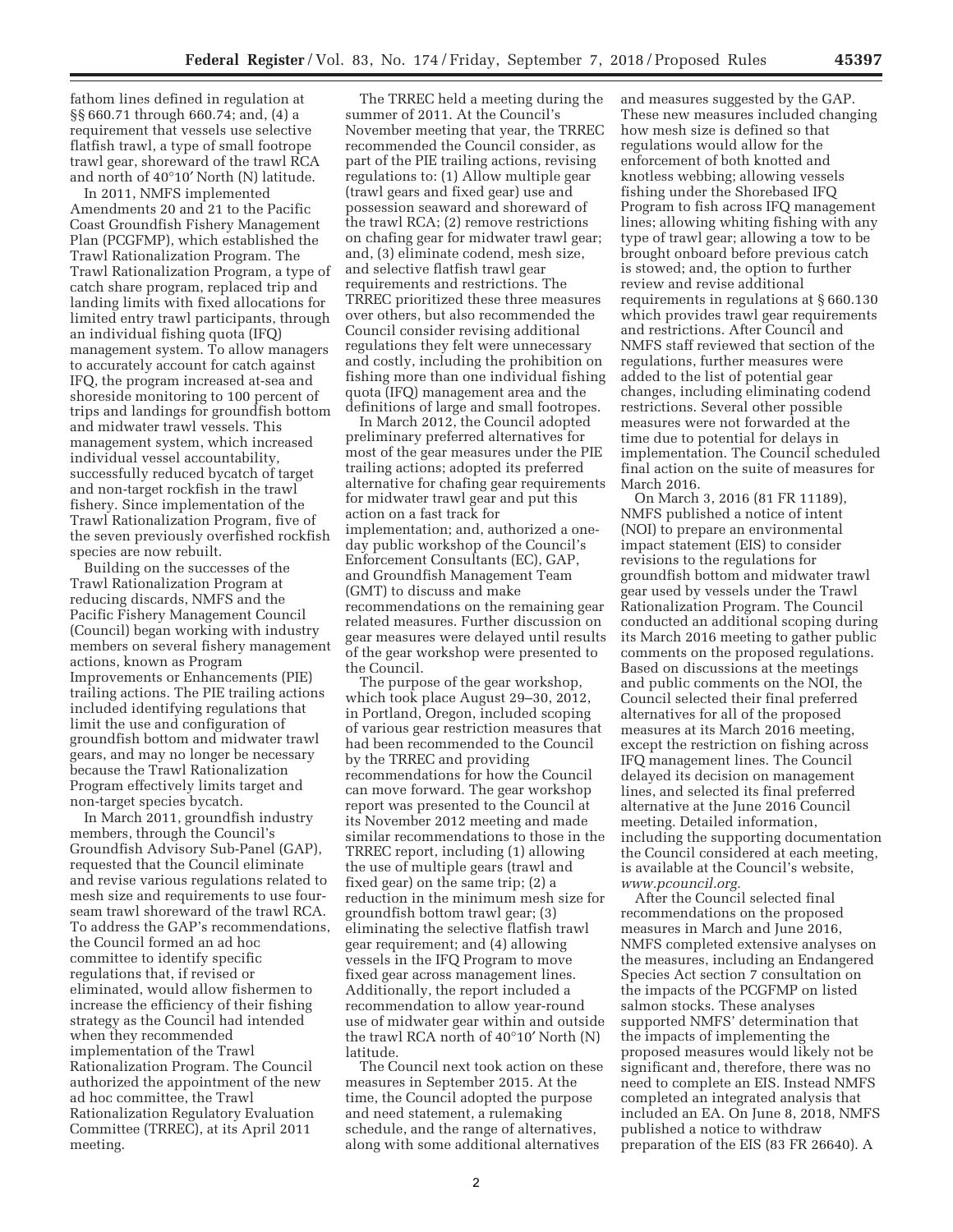fathom lines defined in regulation at §§ 660.71 through 660.74; and, (4) a requirement that vessels use selective flatfish trawl, a type of small footrope trawl gear, shoreward of the trawl RCA and north of 40°10′ North (N) latitude.

In 2011, NMFS implemented Amendments 20 and 21 to the Pacific Coast Groundfish Fishery Management Plan (PCGFMP), which established the Trawl Rationalization Program. The Trawl Rationalization Program, a type of catch share program, replaced trip and landing limits with fixed allocations for limited entry trawl participants, through an individual fishing quota (IFQ) management system. To allow managers to accurately account for catch against IFQ, the program increased at-sea and shoreside monitoring to 100 percent of trips and landings for groundfish bottom and midwater trawl vessels. This management system, which increased individual vessel accountability, successfully reduced bycatch of target and non-target rockfish in the trawl fishery. Since implementation of the Trawl Rationalization Program, five of the seven previously overfished rockfish species are now rebuilt.

Building on the successes of the Trawl Rationalization Program at reducing discards, NMFS and the Pacific Fishery Management Council (Council) began working with industry members on several fishery management actions, known as Program Improvements or Enhancements (PIE) trailing actions. The PIE trailing actions included identifying regulations that limit the use and configuration of groundfish bottom and midwater trawl gears, and may no longer be necessary because the Trawl Rationalization Program effectively limits target and non-target species bycatch.

In March 2011, groundfish industry members, through the Council's Groundfish Advisory Sub-Panel (GAP), requested that the Council eliminate and revise various regulations related to mesh size and requirements to use four-seam trawl shoreward of the trawl RCA. To address the GAP's recommendations, the Council formed an ad hoc committee to identify specific regulations that, if revised or eliminated, would allow fishermen to increase the efficiency of their fishing strategy as the Council had intended when they recommended implementation of the Trawl Rationalization Program. The Council authorized the appointment of the new ad hoc committee, the Trawl Rationalization Regulatory Evaluation Committee (TRREC), at its April 2011 meeting.

The TRREC held a meeting during the summer of 2011. At the Council's November meeting that year, the TRREC recommended the Council consider, as part of the PIE trailing actions, revising regulations to: (1) Allow multiple gear (trawl gears and fixed gear) use and possession seaward and shoreward of the trawl RCA; (2) remove restrictions on chafing gear for midwater trawl gear; and, (3) eliminate codend, mesh size, and selective flatfish trawl gear requirements and restrictions. The TRREC prioritized these three measures over others, but also recommended the Council consider revising additional regulations they felt were unnecessary and costly, including the prohibition on fishing more than one individual fishing quota (IFQ) management area and the definitions of large and small footropes.

In March 2012, the Council adopted preliminary preferred alternatives for most of the gear measures under the PIE trailing actions; adopted its preferred alternative for chafing gear requirements for midwater trawl gear and put this action on a fast track for implementation; and, authorized a one-day public workshop of the Council's Enforcement Consultants (EC), GAP, and Groundfish Management Team (GMT) to discuss and make recommendations on the remaining gear related measures. Further discussion on gear measures were delayed until results of the gear workshop were presented to the Council.

The purpose of the gear workshop, which took place August 29–30, 2012, in Portland, Oregon, included scoping of various gear restriction measures that had been recommended to the Council by the TRREC and providing recommendations for how the Council can move forward. The gear workshop report was presented to the Council at its November 2012 meeting and made similar recommendations to those in the TRREC report, including (1) allowing the use of multiple gears (trawl and fixed gear) on the same trip; (2) a reduction in the minimum mesh size for groundfish bottom trawl gear; (3) eliminating the selective flatfish trawl gear requirement; and (4) allowing vessels in the IFQ Program to move fixed gear across management lines. Additionally, the report included a recommendation to allow year-round use of midwater gear within and outside the trawl RCA north of 40°10′ North (N) latitude.

The Council next took action on these measures in September 2015. At the time, the Council adopted the purpose and need statement, a rulemaking schedule, and the range of alternatives, along with some additional alternatives and measures suggested by the GAP. These new measures included changing how mesh size is defined so that regulations would allow for the enforcement of both knotted and knotless webbing; allowing vessels fishing under the Shorebased IFQ Program to fish across IFQ management lines; allowing whiting fishing with any type of trawl gear; allowing a tow to be brought onboard before previous catch is stowed; and, the option to further review and revise additional requirements in regulations at § 660.130 which provides trawl gear requirements and restrictions. After Council and NMFS staff reviewed that section of the regulations, further measures were added to the list of potential gear changes, including eliminating codend restrictions. Several other possible measures were not forwarded at the time due to potential for delays in implementation. The Council scheduled final action on the suite of measures for March 2016.

On March 3, 2016 (81 FR 11189), NMFS published a notice of intent (NOI) to prepare an environmental impact statement (EIS) to consider revisions to the regulations for groundfish bottom and midwater trawl gear used by vessels under the Trawl Rationalization Program. The Council conducted an additional scoping during its March 2016 meeting to gather public comments on the proposed regulations. Based on discussions at the meetings and public comments on the NOI, the Council selected their final preferred alternatives for all of the proposed measures at its March 2016 meeting, except the restriction on fishing across IFQ management lines. The Council delayed its decision on management lines, and selected its final preferred alternative at the June 2016 Council meeting. Detailed information, including the supporting documentation the Council considered at each meeting, is available at the Council's website, *www.pcouncil.org.*

After the Council selected final recommendations on the proposed measures in March and June 2016, NMFS completed extensive analyses on the measures, including an Endangered Species Act section 7 consultation on the impacts of the PCGFMP on listed salmon stocks. These analyses supported NMFS' determination that the impacts of implementing the proposed measures would likely not be significant and, therefore, there was no need to complete an EIS. Instead NMFS completed an integrated analysis that included an EA. On June 8, 2018, NMFS published a notice to withdraw preparation of the EIS (83 FR 26640). A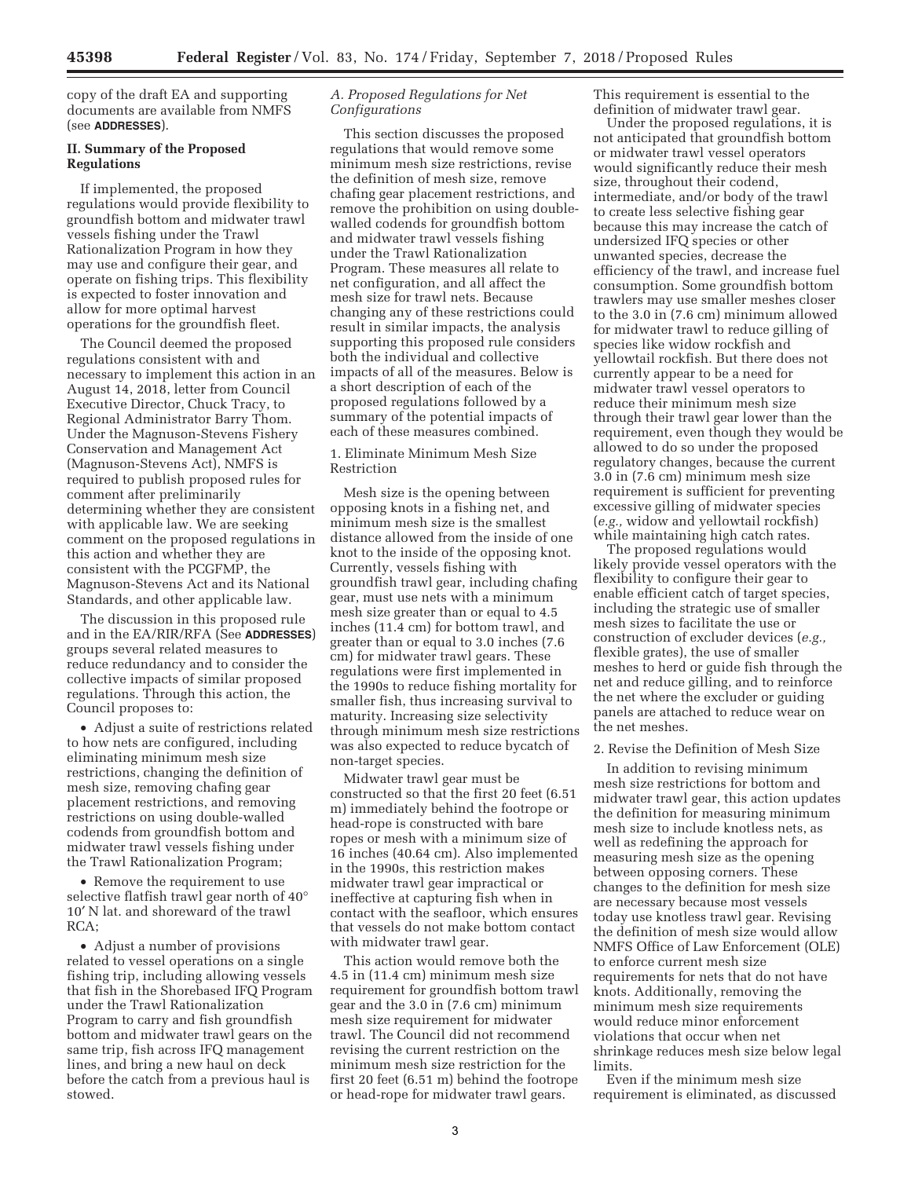copy of the draft EA and supporting documents are available from NMFS (see **ADDRESSES**).

## II. Summary of the Proposed Regulations

If implemented, the proposed regulations would provide flexibility to groundfish bottom and midwater trawl vessels fishing under the Trawl Rationalization Program in how they may use and configure their gear, and operate on fishing trips. This flexibility is expected to foster innovation and allow for more optimal harvest operations for the groundfish fleet.

The Council deemed the proposed regulations consistent with and necessary to implement this action in an August 14, 2018, letter from Council Executive Director, Chuck Tracy, to Regional Administrator Barry Thom. Under the Magnuson-Stevens Fishery Conservation and Management Act (Magnuson-Stevens Act), NMFS is required to publish proposed rules for comment after preliminarily determining whether they are consistent with applicable law. We are seeking comment on the proposed regulations in this action and whether they are consistent with the PCGFMP, the Magnuson-Stevens Act and its National Standards, and other applicable law.

The discussion in this proposed rule and in the EA/RIR/RFA (See **ADDRESSES**) groups several related measures to reduce redundancy and to consider the collective impacts of similar proposed regulations. Through this action, the Council proposes to:

- Adjust a suite of restrictions related to how nets are configured, including eliminating minimum mesh size restrictions, changing the definition of mesh size, removing chafing gear placement restrictions, and removing restrictions on using double-walled codends from groundfish bottom and midwater trawl vessels fishing under the Trawl Rationalization Program;
- Remove the requirement to use selective flatfish trawl gear north of 40° 10′ N lat. and shoreward of the trawl RCA;
- Adjust a number of provisions related to vessel operations on a single fishing trip, including allowing vessels that fish in the Shorebased IFQ Program under the Trawl Rationalization Program to carry and fish groundfish bottom and midwater trawl gears on the same trip, fish across IFQ management lines, and bring a new haul on deck before the catch from a previous haul is stowed.

### *A. Proposed Regulations for Net Configurations*

This section discusses the proposed regulations that would remove some minimum mesh size restrictions, revise the definition of mesh size, remove chafing gear placement restrictions, and remove the prohibition on using double-walled codends for groundfish bottom and midwater trawl vessels fishing under the Trawl Rationalization Program. These measures all relate to net configuration, and all affect the mesh size for trawl nets. Because changing any of these restrictions could result in similar impacts, the analysis supporting this proposed rule considers both the individual and collective impacts of all of the measures. Below is a short description of each of the proposed regulations followed by a summary of the potential impacts of each of these measures combined.

#### 1. Eliminate Minimum Mesh Size Restriction

Mesh size is the opening between opposing knots in a fishing net, and minimum mesh size is the smallest distance allowed from the inside of one knot to the inside of the opposing knot. Currently, vessels fishing with groundfish trawl gear, including chafing gear, must use nets with a minimum mesh size greater than or equal to 4.5 inches (11.4 cm) for bottom trawl, and greater than or equal to 3.0 inches (7.6 cm) for midwater trawl gears. These regulations were first implemented in the 1990s to reduce fishing mortality for smaller fish, thus increasing survival to maturity. Increasing size selectivity through minimum mesh size restrictions was also expected to reduce bycatch of non-target species.

Midwater trawl gear must be constructed so that the first 20 feet (6.51 m) immediately behind the footrope or head-rope is constructed with bare ropes or mesh with a minimum size of 16 inches (40.64 cm). Also implemented in the 1990s, this restriction makes midwater trawl gear impractical or ineffective at capturing fish when in contact with the seafloor, which ensures that vessels do not make bottom contact with midwater trawl gear.

This action would remove both the 4.5 in (11.4 cm) minimum mesh size requirement for groundfish bottom trawl gear and the 3.0 in (7.6 cm) minimum mesh size requirement for midwater trawl. The Council did not recommend revising the current restriction on the minimum mesh size restriction for the first 20 feet (6.51 m) behind the footrope or head-rope for midwater trawl gears. This requirement is essential to the definition of midwater trawl gear.

Under the proposed regulations, it is not anticipated that groundfish bottom or midwater trawl vessel operators would significantly reduce their mesh size, throughout their codend, intermediate, and/or body of the trawl to create less selective fishing gear because this may increase the catch of undersized IFQ species or other unwanted species, decrease the efficiency of the trawl, and increase fuel consumption. Some groundfish bottom trawlers may use smaller meshes closer to the 3.0 in (7.6 cm) minimum allowed for midwater trawl to reduce gilling of species like widow rockfish and yellowtail rockfish. But there does not currently appear to be a need for midwater trawl vessel operators to reduce their minimum mesh size through their trawl gear lower than the requirement, even though they would be allowed to do so under the proposed regulatory changes, because the current 3.0 in (7.6 cm) minimum mesh size requirement is sufficient for preventing excessive gilling of midwater species (*e.g.,* widow and yellowtail rockfish) while maintaining high catch rates.

The proposed regulations would likely provide vessel operators with the flexibility to configure their gear to enable efficient catch of target species, including the strategic use of smaller mesh sizes to facilitate the use or construction of excluder devices (*e.g.,* flexible grates), the use of smaller meshes to herd or guide fish through the net and reduce gilling, and to reinforce the net where the excluder or guiding panels are attached to reduce wear on the net meshes.

#### 2. Revise the Definition of Mesh Size

In addition to revising minimum mesh size restrictions for bottom and midwater trawl gear, this action updates the definition for measuring minimum mesh size to include knotless nets, as well as redefining the approach for measuring mesh size as the opening between opposing corners. These changes to the definition for mesh size are necessary because most vessels today use knotless trawl gear. Revising the definition of mesh size would allow NMFS Office of Law Enforcement (OLE) to enforce current mesh size requirements for nets that do not have knots. Additionally, removing the minimum mesh size requirements would reduce minor enforcement violations that occur when net shrinkage reduces mesh size below legal limits.

Even if the minimum mesh size requirement is eliminated, as discussed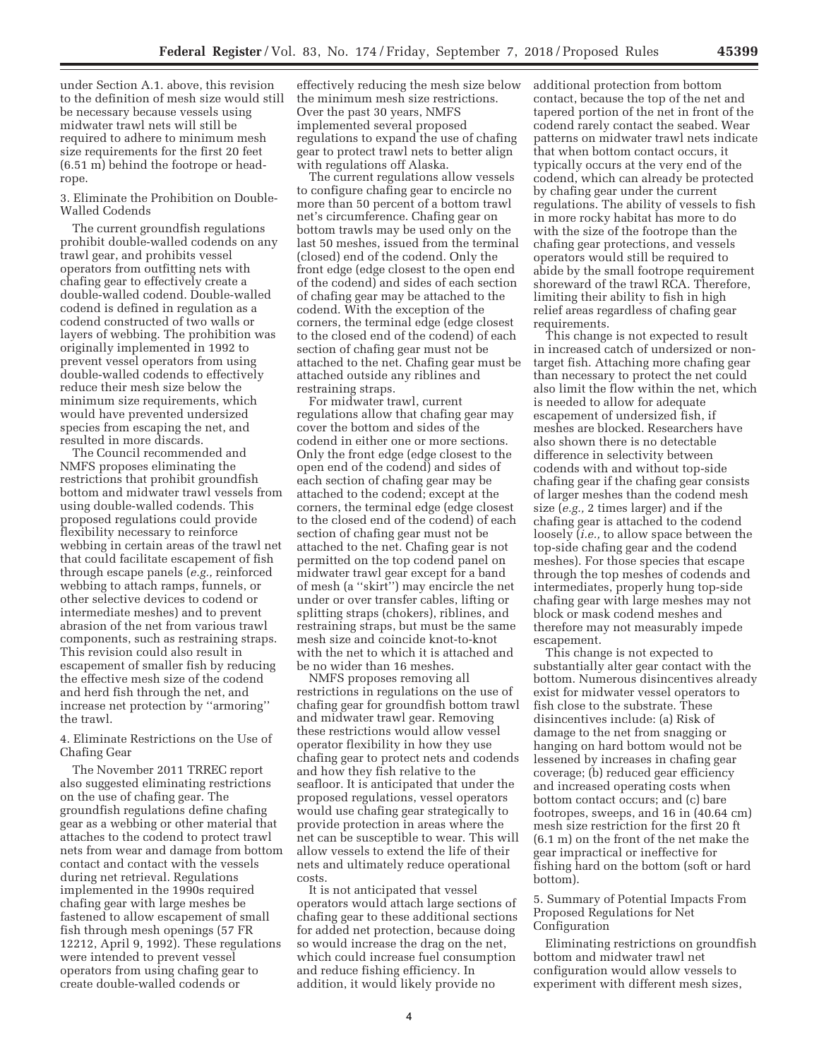under Section A.1. above, this revision to the definition of mesh size would still be necessary because vessels using midwater trawl nets will still be required to adhere to minimum mesh size requirements for the first 20 feet (6.51 m) behind the footrope or head-rope.

3. Eliminate the Prohibition on Double-Walled Codends

The current groundfish regulations prohibit double-walled codends on any trawl gear, and prohibits vessel operators from outfitting nets with chafing gear to effectively create a double-walled codend. Double-walled codend is defined in regulation as a codend constructed of two walls or layers of webbing. The prohibition was originally implemented in 1992 to prevent vessel operators from using double-walled codends to effectively reduce their mesh size below the minimum size requirements, which would have prevented undersized species from escaping the net, and resulted in more discards.

The Council recommended and NMFS proposes eliminating the restrictions that prohibit groundfish bottom and midwater trawl vessels from using double-walled codends. This proposed regulations could provide flexibility necessary to reinforce webbing in certain areas of the trawl net that could facilitate escapement of fish through escape panels (*e.g.,* reinforced webbing to attach ramps, funnels, or other selective devices to codend or intermediate meshes) and to prevent abrasion of the net from various trawl components, such as restraining straps. This revision could also result in escapement of smaller fish by reducing the effective mesh size of the codend and herd fish through the net, and increase net protection by ''armoring'' the trawl.

4. Eliminate Restrictions on the Use of Chafing Gear

The November 2011 TRREC report also suggested eliminating restrictions on the use of chafing gear. The groundfish regulations define chafing gear as a webbing or other material that attaches to the codend to protect trawl nets from wear and damage from bottom contact and contact with the vessels during net retrieval. Regulations implemented in the 1990s required chafing gear with large meshes be fastened to allow escapement of small fish through mesh openings (57 FR 12212, April 9, 1992). These regulations were intended to prevent vessel operators from using chafing gear to create double-walled codends or effectively reducing the mesh size below the minimum mesh size restrictions. Over the past 30 years, NMFS implemented several proposed regulations to expand the use of chafing gear to protect trawl nets to better align with regulations off Alaska.

The current regulations allow vessels to configure chafing gear to encircle no more than 50 percent of a bottom trawl net's circumference. Chafing gear on bottom trawls may be used only on the last 50 meshes, issued from the terminal (closed) end of the codend. Only the front edge (edge closest to the open end of the codend) and sides of each section of chafing gear may be attached to the codend. With the exception of the corners, the terminal edge (edge closest to the closed end of the codend) of each section of chafing gear must not be attached to the net. Chafing gear must be attached outside any riblines and restraining straps.

For midwater trawl, current regulations allow that chafing gear may cover the bottom and sides of the codend in either one or more sections. Only the front edge (edge closest to the open end of the codend) and sides of each section of chafing gear may be attached to the codend; except at the corners, the terminal edge (edge closest to the closed end of the codend) of each section of chafing gear must not be attached to the net. Chafing gear is not permitted on the top codend panel on midwater trawl gear except for a band of mesh (a ''skirt'') may encircle the net under or over transfer cables, lifting or splitting straps (chokers), riblines, and restraining straps, but must be the same mesh size and coincide knot-to-knot with the net to which it is attached and be no wider than 16 meshes.

NMFS proposes removing all restrictions in regulations on the use of chafing gear for groundfish bottom trawl and midwater trawl gear. Removing these restrictions would allow vessel operator flexibility in how they use chafing gear to protect nets and codends and how they fish relative to the seafloor. It is anticipated that under the proposed regulations, vessel operators would use chafing gear strategically to provide protection in areas where the net can be susceptible to wear. This will allow vessels to extend the life of their nets and ultimately reduce operational costs.

It is not anticipated that vessel operators would attach large sections of chafing gear to these additional sections for added net protection, because doing so would increase the drag on the net, which could increase fuel consumption and reduce fishing efficiency. In addition, it would likely provide no additional protection from bottom contact, because the top of the net and tapered portion of the net in front of the codend rarely contact the seabed. Wear patterns on midwater trawl nets indicate that when bottom contact occurs, it typically occurs at the very end of the codend, which can already be protected by chafing gear under the current regulations. The ability of vessels to fish in more rocky habitat has more to do with the size of the footrope than the chafing gear protections, and vessels operators would still be required to abide by the small footrope requirement shoreward of the trawl RCA. Therefore, limiting their ability to fish in high relief areas regardless of chafing gear requirements.

This change is not expected to result in increased catch of undersized or non-target fish. Attaching more chafing gear than necessary to protect the net could also limit the flow within the net, which is needed to allow for adequate escapement of undersized fish, if meshes are blocked. Researchers have also shown there is no detectable difference in selectivity between codends with and without top-side chafing gear if the chafing gear consists of larger meshes than the codend mesh size (*e.g.,* 2 times larger) and if the chafing gear is attached to the codend loosely (*i.e.,* to allow space between the top-side chafing gear and the codend meshes). For those species that escape through the top meshes of codends and intermediates, properly hung top-side chafing gear with large meshes may not block or mask codend meshes and therefore may not measurably impede escapement.

This change is not expected to substantially alter gear contact with the bottom. Numerous disincentives already exist for midwater vessel operators to fish close to the substrate. These disincentives include: (a) Risk of damage to the net from snagging or hanging on hard bottom would not be lessened by increases in chafing gear coverage; (b) reduced gear efficiency and increased operating costs when bottom contact occurs; and (c) bare footropes, sweeps, and 16 in (40.64 cm) mesh size restriction for the first 20 ft (6.1 m) on the front of the net make the gear impractical or ineffective for fishing hard on the bottom (soft or hard bottom).

5. Summary of Potential Impacts From Proposed Regulations for Net Configuration

Eliminating restrictions on groundfish bottom and midwater trawl net configuration would allow vessels to experiment with different mesh sizes,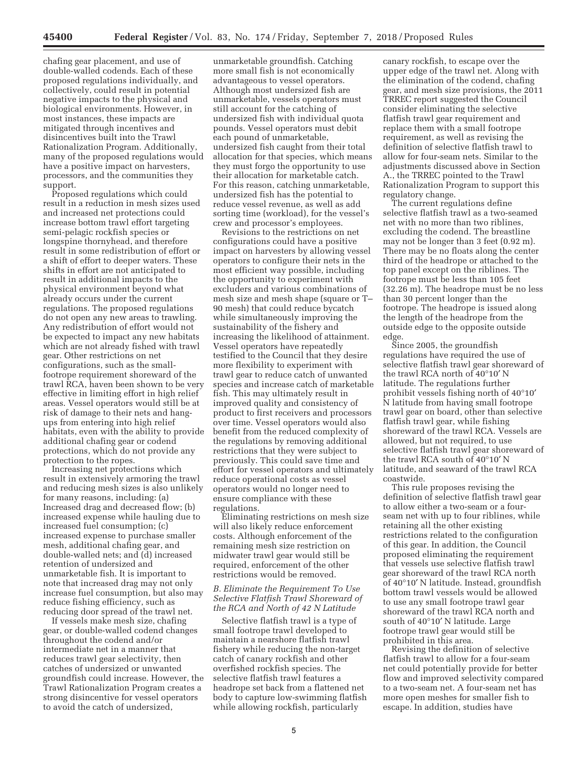chafing gear placement, and use of double-walled codends. Each of these proposed regulations individually, and collectively, could result in potential negative impacts to the physical and biological environments. However, in most instances, these impacts are mitigated through incentives and disincentives built into the Trawl Rationalization Program. Additionally, many of the proposed regulations would have a positive impact on harvesters, processors, and the communities they support.

Proposed regulations which could result in a reduction in mesh sizes used and increased net protections could increase bottom trawl effort targeting semi-pelagic rockfish species or longspine thornyhead, and therefore result in some redistribution of effort or a shift of effort to deeper waters. These shifts in effort are not anticipated to result in additional impacts to the physical environment beyond what already occurs under the current regulations. The proposed regulations do not open any new areas to trawling. Any redistribution of effort would not be expected to impact any new habitats which are not already fished with trawl gear. Other restrictions on net configurations, such as the small-footrope requirement shoreward of the trawl RCA, haven been shown to be very effective in limiting effort in high relief areas. Vessel operators would still be at risk of damage to their nets and hang-ups from entering into high relief habitats, even with the ability to provide additional chafing gear or codend protections, which do not provide any protection to the ropes.

Increasing net protections which result in extensively armoring the trawl and reducing mesh sizes is also unlikely for many reasons, including: (a) Increased drag and decreased flow; (b) increased expense while hauling due to increased fuel consumption; (c) increased expense to purchase smaller mesh, additional chafing gear, and double-walled nets; and (d) increased retention of undersized and unmarketable fish. It is important to note that increased drag may not only increase fuel consumption, but also may reduce fishing efficiency, such as reducing door spread of the trawl net.

If vessels make mesh size, chafing gear, or double-walled codend changes throughout the codend and/or intermediate net in a manner that reduces trawl gear selectivity, then catches of undersized or unwanted groundfish could increase. However, the Trawl Rationalization Program creates a strong disincentive for vessel operators to avoid the catch of undersized, unmarketable groundfish. Catching more small fish is not economically advantageous to vessel operators. Although most undersized fish are unmarketable, vessels operators must still account for the catching of undersized fish with individual quota pounds. Vessel operators must debit each pound of unmarketable, undersized fish caught from their total allocation for that species, which means they must forgo the opportunity to use their allocation for marketable catch. For this reason, catching unmarketable, undersized fish has the potential to reduce vessel revenue, as well as add sorting time (workload), for the vessel's crew and processor's employees.

Revisions to the restrictions on net configurations could have a positive impact on harvesters by allowing vessel operators to configure their nets in the most efficient way possible, including the opportunity to experiment with excluders and various combinations of mesh size and mesh shape (square or T–90 mesh) that could reduce bycatch while simultaneously improving the sustainability of the fishery and increasing the likelihood of attainment. Vessel operators have repeatedly testified to the Council that they desire more flexibility to experiment with trawl gear to reduce catch of unwanted species and increase catch of marketable fish. This may ultimately result in improved quality and consistency of product to first receivers and processors over time. Vessel operators would also benefit from the reduced complexity of the regulations by removing additional restrictions that they were subject to previously. This could save time and effort for vessel operators and ultimately reduce operational costs as vessel operators would no longer need to ensure compliance with these regulations.

Eliminating restrictions on mesh size will also likely reduce enforcement costs. Although enforcement of the remaining mesh size restriction on midwater trawl gear would still be required, enforcement of the other restrictions would be removed.

### *B. Eliminate the Requirement To Use Selective Flatfish Trawl Shoreward of the RCA and North of 42 N Latitude*

Selective flatfish trawl is a type of small footrope trawl developed to maintain a nearshore flatfish trawl fishery while reducing the non-target catch of canary rockfish and other overfished rockfish species. The selective flatfish trawl features a headrope set back from a flattened net body to capture low-swimming flatfish while allowing rockfish, particularly canary rockfish, to escape over the upper edge of the trawl net. Along with the elimination of the codend, chafing gear, and mesh size provisions, the 2011 TRREC report suggested the Council consider eliminating the selective flatfish trawl gear requirement and replace them with a small footrope requirement, as well as revising the definition of selective flatfish trawl to allow for four-seam nets. Similar to the adjustments discussed above in Section A., the TRREC pointed to the Trawl Rationalization Program to support this regulatory change.

The current regulations define selective flatfish trawl as a two-seamed net with no more than two riblines, excluding the codend. The breastline may not be longer than 3 feet (0.92 m). There may be no floats along the center third of the headrope or attached to the top panel except on the riblines. The footrope must be less than 105 feet (32.26 m). The headrope must be no less than 30 percent longer than the footrope. The headrope is issued along the length of the headrope from the outside edge to the opposite outside edge.

Since 2005, the groundfish regulations have required the use of selective flatfish trawl gear shoreward of the trawl RCA north of 40°10′ N latitude. The regulations further prohibit vessels fishing north of 40°10′ N latitude from having small footrope trawl gear on board, other than selective flatfish trawl gear, while fishing shoreward of the trawl RCA. Vessels are allowed, but not required, to use selective flatfish trawl gear shoreward of the trawl RCA south of 40°10′ N latitude, and seaward of the trawl RCA coastwide.

This rule proposes revising the definition of selective flatfish trawl gear to allow either a two-seam or a four-seam net with up to four riblines, while retaining all the other existing restrictions related to the configuration of this gear. In addition, the Council proposed eliminating the requirement that vessels use selective flatfish trawl gear shoreward of the trawl RCA north of 40°10′ N latitude. Instead, groundfish bottom trawl vessels would be allowed to use any small footrope trawl gear shoreward of the trawl RCA north and south of 40°10′ N latitude. Large footrope trawl gear would still be prohibited in this area.

Revising the definition of selective flatfish trawl to allow for a four-seam net could potentially provide for better flow and improved selectivity compared to a two-seam net. A four-seam net has more open meshes for smaller fish to escape. In addition, studies have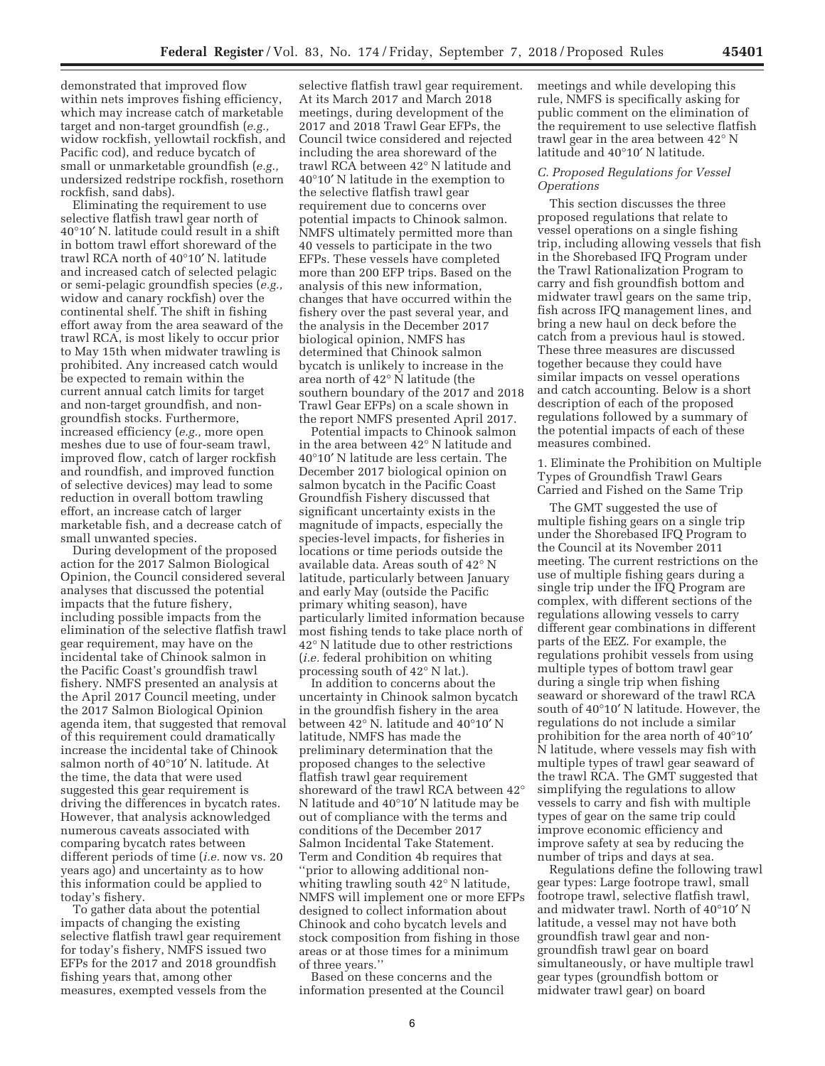demonstrated that improved flow within nets improves fishing efficiency, which may increase catch of marketable target and non-target groundfish (*e.g.,* widow rockfish, yellowtail rockfish, and Pacific cod), and reduce bycatch of small or unmarketable groundfish (*e.g.,* undersized redstripe rockfish, rosethorn rockfish, sand dabs).

Eliminating the requirement to use selective flatfish trawl gear north of 40°10′ N. latitude could result in a shift in bottom trawl effort shoreward of the trawl RCA north of 40°10′ N. latitude and increased catch of selected pelagic or semi-pelagic groundfish species (*e.g.,* widow and canary rockfish) over the continental shelf. The shift in fishing effort away from the area seaward of the trawl RCA, is most likely to occur prior to May 15th when midwater trawling is prohibited. Any increased catch would be expected to remain within the current annual catch limits for target and non-target groundfish, and non-groundfish stocks. Furthermore, increased efficiency (*e.g.,* more open meshes due to use of four-seam trawl, improved flow, catch of larger rockfish and roundfish, and improved function of selective devices) may lead to some reduction in overall bottom trawling effort, an increase catch of larger marketable fish, and a decrease catch of small unwanted species.

During development of the proposed action for the 2017 Salmon Biological Opinion, the Council considered several analyses that discussed the potential impacts that the future fishery, including possible impacts from the elimination of the selective flatfish trawl gear requirement, may have on the incidental take of Chinook salmon in the Pacific Coast's groundfish trawl fishery. NMFS presented an analysis at the April 2017 Council meeting, under the 2017 Salmon Biological Opinion agenda item, that suggested that removal of this requirement could dramatically increase the incidental take of Chinook salmon north of 40°10′ N. latitude. At the time, the data that were used suggested this gear requirement is driving the differences in bycatch rates. However, that analysis acknowledged numerous caveats associated with comparing bycatch rates between different periods of time (*i.e.* now vs. 20 years ago) and uncertainty as to how this information could be applied to today's fishery.

To gather data about the potential impacts of changing the existing selective flatfish trawl gear requirement for today's fishery, NMFS issued two EFPs for the 2017 and 2018 groundfish fishing years that, among other measures, exempted vessels from the selective flatfish trawl gear requirement. At its March 2017 and March 2018 meetings, during development of the 2017 and 2018 Trawl Gear EFPs, the Council twice considered and rejected including the area shoreward of the trawl RCA between 42° N latitude and 40°10′ N latitude in the exemption to the selective flatfish trawl gear requirement due to concerns over potential impacts to Chinook salmon. NMFS ultimately permitted more than 40 vessels to participate in the two EFPs. These vessels have completed more than 200 EFP trips. Based on the analysis of this new information, changes that have occurred within the fishery over the past several year, and the analysis in the December 2017 biological opinion, NMFS has determined that Chinook salmon bycatch is unlikely to increase in the area north of 42° N latitude (the southern boundary of the 2017 and 2018 Trawl Gear EFPs) on a scale shown in the report NMFS presented April 2017.

Potential impacts to Chinook salmon in the area between 42° N latitude and 40°10′ N latitude are less certain. The December 2017 biological opinion on salmon bycatch in the Pacific Coast Groundfish Fishery discussed that significant uncertainty exists in the magnitude of impacts, especially the species-level impacts, for fisheries in locations or time periods outside the available data. Areas south of 42° N latitude, particularly between January and early May (outside the Pacific primary whiting season), have particularly limited information because most fishing tends to take place north of 42° N latitude due to other restrictions (*i.e.* federal prohibition on whiting processing south of 42° N lat.).

In addition to concerns about the uncertainty in Chinook salmon bycatch in the groundfish fishery in the area between 42° N. latitude and 40°10′ N latitude, NMFS has made the preliminary determination that the proposed changes to the selective flatfish trawl gear requirement shoreward of the trawl RCA between 42° N latitude and 40°10′ N latitude may be out of compliance with the terms and conditions of the December 2017 Salmon Incidental Take Statement. Term and Condition 4b requires that "prior to allowing additional non-whiting trawling south 42° N latitude, NMFS will implement one or more EFPs designed to collect information about Chinook and coho bycatch levels and stock composition from fishing in those areas or at those times for a minimum of three years."

Based on these concerns and the information presented at the Council meetings and while developing this rule, NMFS is specifically asking for public comment on the elimination of the requirement to use selective flatfish trawl gear in the area between 42° N latitude and 40°10′ N latitude.

### *C. Proposed Regulations for Vessel Operations*

This section discusses the three proposed regulations that relate to vessel operations on a single fishing trip, including allowing vessels that fish in the Shorebased IFQ Program under the Trawl Rationalization Program to carry and fish groundfish bottom and midwater trawl gears on the same trip, fish across IFQ management lines, and bring a new haul on deck before the catch from a previous haul is stowed. These three measures are discussed together because they could have similar impacts on vessel operations and catch accounting. Below is a short description of each of the proposed regulations followed by a summary of the potential impacts of each of these measures combined.

#### 1. Eliminate the Prohibition on Multiple Types of Groundfish Trawl Gears Carried and Fished on the Same Trip

The GMT suggested the use of multiple fishing gears on a single trip under the Shorebased IFQ Program to the Council at its November 2011 meeting. The current restrictions on the use of multiple fishing gears during a single trip under the IFQ Program are complex, with different sections of the regulations allowing vessels to carry different gear combinations in different parts of the EEZ. For example, the regulations prohibit vessels from using multiple types of bottom trawl gear during a single trip when fishing seaward or shoreward of the trawl RCA south of 40°10′ latitude. However, the regulations do not include a similar prohibition for the area north of 40°10′ N latitude, where vessels may fish with multiple types of trawl gear seaward of the trawl RCA. The GMT suggested that simplifying the regulations to allow vessels to carry and fish with multiple types of gear on the same trip could improve economic efficiency and improve safety at sea by reducing the number of trips and days at sea.

Regulations define the following trawl gear types: Large footrope trawl, small footrope trawl, selective flatfish trawl, and midwater trawl. North of 40°10′ N latitude, a vessel may not have both groundfish trawl gear and non-groundfish trawl gear on board simultaneously, or have multiple trawl gear types (groundfish bottom or midwater trawl gear) on board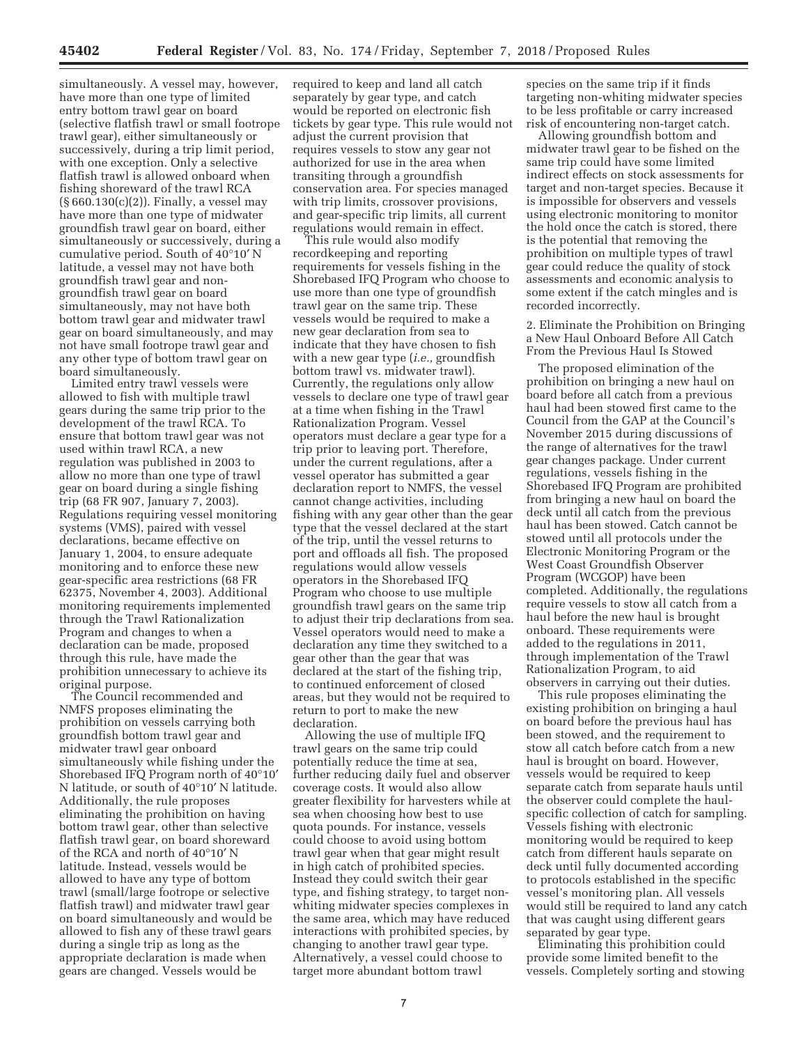simultaneously. A vessel may, however, have more than one type of limited entry bottom trawl gear on board (selective flatfish trawl or small footrope trawl gear), either simultaneously or successively, during a trip limit period, with one exception. Only a selective flatfish trawl is allowed onboard when fishing shoreward of the trawl RCA (§ 660.130(c)(2)). Finally, a vessel may have more than one type of midwater groundfish trawl gear on board, either simultaneously or successively, during a cumulative period. South of 40°10′ N latitude, a vessel may not have both groundfish trawl gear and non-groundfish trawl gear on board simultaneously, may not have both bottom trawl gear and midwater trawl gear on board simultaneously, and may not have small footrope trawl gear and any other type of bottom trawl gear on board simultaneously.

Limited entry trawl vessels were allowed to fish with multiple trawl gears during the same trip prior to the development of the trawl RCA. To ensure that bottom trawl gear was not used within trawl RCA, a new regulation was published in 2003 to allow no more than one type of trawl gear on board during a single fishing trip (68 FR 907, January 7, 2003). Regulations requiring vessel monitoring systems (VMS), paired with vessel declarations, became effective on January 1, 2004, to ensure adequate monitoring and to enforce these new gear-specific area restrictions (68 FR 62375, November 4, 2003). Additional monitoring requirements implemented through the Trawl Rationalization Program and changes to when a declaration can be made, proposed through this rule, have made the prohibition unnecessary to achieve its original purpose.

The Council recommended and NMFS proposes eliminating the prohibition on vessels carrying both groundfish bottom trawl gear and midwater trawl gear onboard simultaneously while fishing under the Shorebased IFQ Program north of 40°10′ N latitude, or south of 40°10′ N latitude. Additionally, the rule proposes eliminating the prohibition on having bottom trawl gear, other than selective flatfish trawl, on board shoreward of the RCA and north of 40°10′ N latitude. Instead, vessels would be allowed to have any type of bottom trawl (small/large footrope or selective flatfish trawl) and midwater trawl gear on board simultaneously and would be allowed to fish any of these trawl gears during a single trip as long as the appropriate declaration is made when gears are changed. Vessels would be required to keep and land all catch separately by gear type, and catch would be reported on electronic fish tickets by gear type. This rule would not adjust the current provision that requires vessels to stow any gear not authorized for use in the area when transiting through a groundfish conservation area. For species managed with trip limits, crossover provisions, and gear-specific trip limits, all current regulations would remain in effect.

This rule would also modify recordkeeping and reporting requirements for vessels fishing in the Shorebased IFQ Program who choose to use more than one type of groundfish trawl gear on the same trip. These vessels would be required to make a new gear declaration from sea to indicate that they have chosen to fish with a new gear type (*i.e.,* groundfish bottom trawl vs. midwater trawl). Currently, the regulations only allow vessels to declare one type of trawl gear at a time when fishing in the Trawl Rationalization Program. Vessel operators must declare a gear type for a trip prior to leaving port. Therefore, under the current regulations, after a vessel operator has submitted a gear declaration report to NMFS, the vessel cannot change activities, including fishing with any gear other than the gear type that the vessel declared at the start of the trip, until the vessel returns to port and offloads all fish. The proposed regulations would allow vessels operators in the Shorebased IFQ Program who choose to use multiple groundfish trawl gears on the same trip to adjust their trip declarations from sea. Vessel operators would need to make a declaration any time they switched to a gear other than the gear that was declared at the start of the fishing trip, to continued enforcement of closed areas, but they would not be required to return to port to make the new declaration.

Allowing the use of multiple IFQ trawl gears on the same trip could potentially reduce the time at sea, further reducing daily fuel and observer coverage costs. It would also allow greater flexibility for harvesters while at sea when choosing how best to use quota pounds. For instance, vessels could choose to avoid using bottom trawl gear when that gear might result in high catch of prohibited species. Instead they could switch their gear type, and fishing strategy, to target non-whiting midwater species complexes in the same area, which may have reduced interactions with prohibited species, by changing to another trawl gear type. Alternatively, a vessel could choose to target more abundant bottom trawl species on the same trip if it finds targeting non-whiting midwater species to be less profitable or carry increased risk of encountering non-target catch.

Allowing groundfish bottom and midwater trawl gear to be fished on the same trip could have some limited indirect effects on stock assessments for target and non-target species. Because it is impossible for observers and vessels using electronic monitoring to monitor the hold once the catch is stored, there is the potential that removing the prohibition on multiple types of trawl gear could reduce the quality of stock assessments and economic analysis to some extent if the catch mingles and is recorded incorrectly.

2. Eliminate the Prohibition on Bringing a New Haul Onboard Before All Catch From the Previous Haul Is Stowed

The proposed elimination of the prohibition on bringing a new haul on board before all catch from a previous haul had been stowed first came to the Council from the GAP at the Council's November 2015 during discussions of the range of alternatives for the trawl gear changes package. Under current regulations, vessels fishing in the Shorebased IFQ Program are prohibited from bringing a new haul on board the deck until all catch from the previous haul has been stowed. Catch cannot be stowed until all protocols under the Electronic Monitoring Program or the West Coast Groundfish Observer Program (WCGOP) have been completed. Additionally, the regulations require vessels to stow all catch from a haul before the new haul is brought onboard. These requirements were added to the regulations in 2011, through implementation of the Trawl Rationalization Program, to aid observers in carrying out their duties.

This rule proposes eliminating the existing prohibition on bringing a haul on board before the previous haul has been stowed, and the requirement to stow all catch before catch from a new haul is brought on board. However, vessels would be required to keep separate catch from separate hauls until the observer could complete the haul-specific collection of catch for sampling. Vessels fishing with electronic monitoring would be required to keep catch from different hauls separate on deck until fully documented according to protocols established in the specific vessel's monitoring plan. All vessels would still be required to land any catch that was caught using different gears separated by gear type.

Eliminating this prohibition could provide some limited benefit to the vessels. Completely sorting and stowing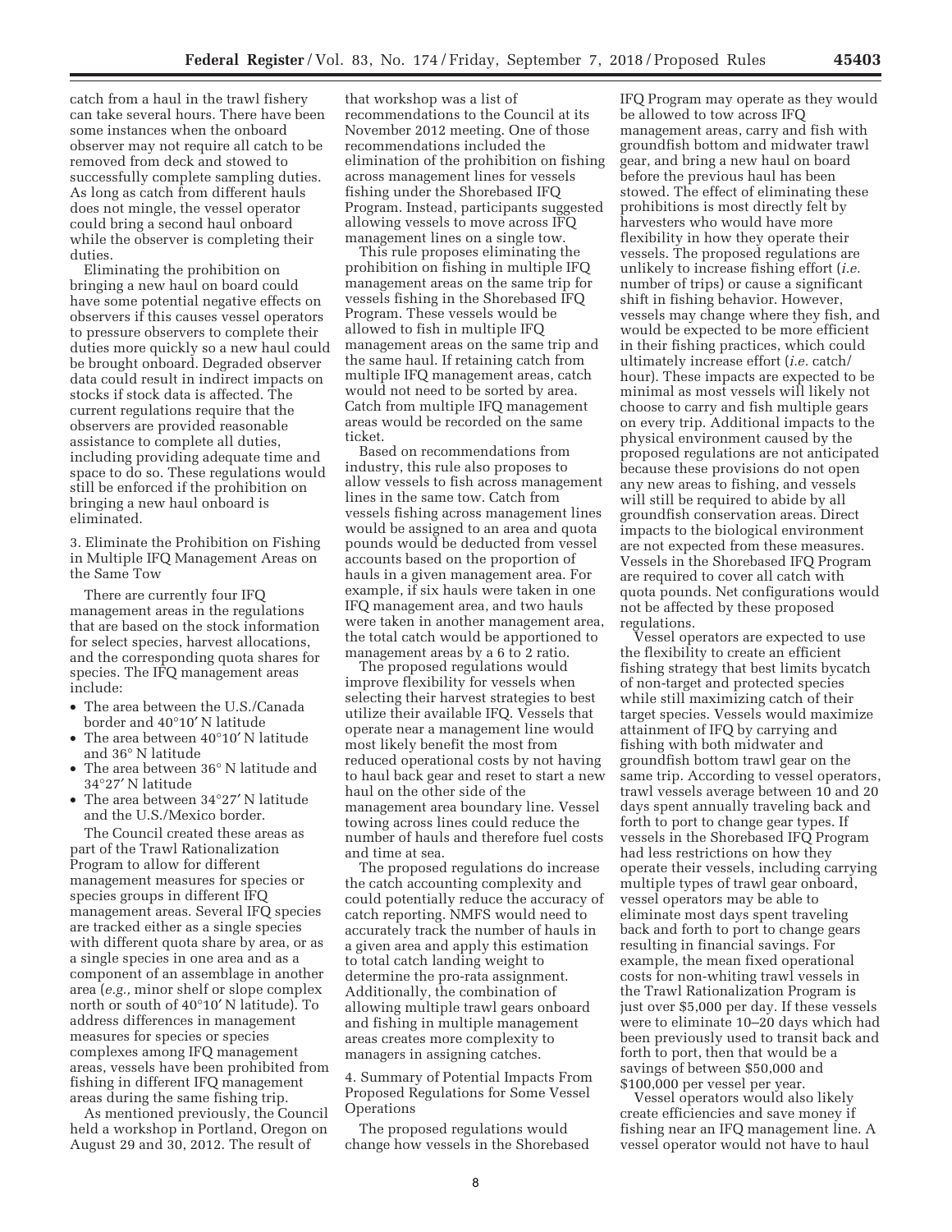catch from a haul in the trawl fishery can take several hours. There have been some instances when the onboard observer may not require all catch to be removed from deck and stowed to successfully complete sampling duties. As long as catch from different hauls does not mingle, the vessel operator could bring a second haul onboard while the observer is completing their duties.

Eliminating the prohibition on bringing a new haul on board could have some potential negative effects on observers if this causes vessel operators to pressure observers to complete their duties more quickly so a new haul could be brought onboard. Degraded observer data could result in indirect impacts on stocks if stock data is affected. The current regulations require that the observers are provided reasonable assistance to complete all duties, including providing adequate time and space to do so. These regulations would still be enforced if the prohibition on bringing a new haul onboard is eliminated.

3. Eliminate the Prohibition on Fishing in Multiple IFQ Management Areas on the Same Tow

There are currently four IFQ management areas in the regulations that are based on the stock information for select species, harvest allocations, and the corresponding quota shares for species. The IFQ management areas include:

- The area between the U.S./Canada border and 40°10′ N latitude
- The area between 40°10′ N latitude and 36° N latitude
- The area between 36° N latitude and 34°27′ N latitude
- The area between 34°27′ N latitude and the U.S./Mexico border.

The Council created these areas as part of the Trawl Rationalization Program to allow for different management measures for species or species groups in different IFQ management areas. Several IFQ species are tracked either as a single species with different quota share by area, or as a single species in one area and as a component of an assemblage in another area (*e.g.,* minor shelf or slope complex north or south of 40°10′ N latitude). To address differences in management measures for species or species complexes among IFQ management areas, vessels have been prohibited from fishing in different IFQ management areas during the same fishing trip.

As mentioned previously, the Council held a workshop in Portland, Oregon on August 29 and 30, 2012. The result of that workshop was a list of recommendations to the Council at its November 2012 meeting. One of those recommendations included the elimination of the prohibition on fishing across management lines for vessels fishing under the Shorebased IFQ Program. Instead, participants suggested allowing vessels to move across IFQ management lines on a single tow.

This rule proposes eliminating the prohibition on fishing in multiple IFQ management areas on the same trip for vessels fishing in the Shorebased IFQ Program. These vessels would be allowed to fish in multiple IFQ management areas on the same trip and the same haul. If retaining catch from multiple IFQ management areas, catch would not need to be sorted by area. Catch from multiple IFQ management areas would be recorded on the same ticket.

Based on recommendations from industry, this rule also proposes to allow vessels to fish across management lines in the same tow. Catch from vessels fishing across management lines would be assigned to an area and quota pounds would be deducted from vessel accounts based on the proportion of hauls in a given management area. For example, if six hauls were taken in one IFQ management area, and two hauls were taken in another management area, the total catch would be apportioned to management areas by a 6 to 2 ratio.

The proposed regulations would improve flexibility for vessels when selecting their harvest strategies to best utilize their available IFQ. Vessels that operate near a management line would most likely benefit the most from reduced operational costs by not having to haul back gear and reset to start a new haul on the other side of the management area boundary line. Vessel towing across lines could reduce the number of hauls and therefore fuel costs and time at sea.

The proposed regulations do increase the catch accounting complexity and could potentially reduce the accuracy of catch reporting. NMFS would need to accurately track the number of hauls in a given area and apply this estimation to total catch landing weight to determine the pro-rata assignment. Additionally, the combination of allowing multiple trawl gears onboard and fishing in multiple management areas creates more complexity to managers in assigning catches.

4. Summary of Potential Impacts From Proposed Regulations for Some Vessel Operations

The proposed regulations would change how vessels in the Shorebased IFQ Program may operate as they would be allowed to tow across IFQ management areas, carry and fish with groundfish bottom and midwater trawl gear, and bring a new haul on board before the previous haul has been stowed. The effect of eliminating these prohibitions is most directly felt by harvesters who would have more flexibility in how they operate their vessels. The proposed regulations are unlikely to increase fishing effort (*i.e.* number of trips) or cause a significant shift in fishing behavior. However, vessels may change where they fish, and would be expected to be more efficient in their fishing practices, which could ultimately increase effort (*i.e.* catch/hour). These impacts are expected to be minimal as most vessels will likely not choose to carry and fish multiple gears on every trip. Additional impacts to the physical environment caused by the proposed regulations are not anticipated because these provisions do not open any new areas to fishing, and vessels will still be required to abide by all groundfish conservation areas. Direct impacts to the biological environment are not expected from these measures. Vessels in the Shorebased IFQ Program are required to cover all catch with quota pounds. Net configurations would not be affected by these proposed regulations.

Vessel operators are expected to use the flexibility to create an efficient fishing strategy that best limits bycatch of non-target and protected species while still maximizing catch of their target species. Vessels would maximize attainment of IFQ by carrying and fishing with both midwater and groundfish bottom trawl gear on the same trip. According to vessel operators, trawl vessels average between 10 and 20 days spent annually traveling back and forth to port to change gear types. If vessels in the Shorebased IFQ Program had less restrictions on how they operate their vessels, including carrying multiple types of trawl gear onboard, vessel operators may be able to eliminate most days spent traveling back and forth to port to change gears resulting in financial savings. For example, the mean fixed operational costs for non-whiting trawl vessels in the Trawl Rationalization Program is just over $5,000 per day. If these vessels were to eliminate 10–20 days which had been previously used to transit back and forth to port, then that would be a savings of between $50,000 and $100,000 per vessel per year.

Vessel operators would also likely create efficiencies and save money if fishing near an IFQ management line. A vessel operator would not have to haul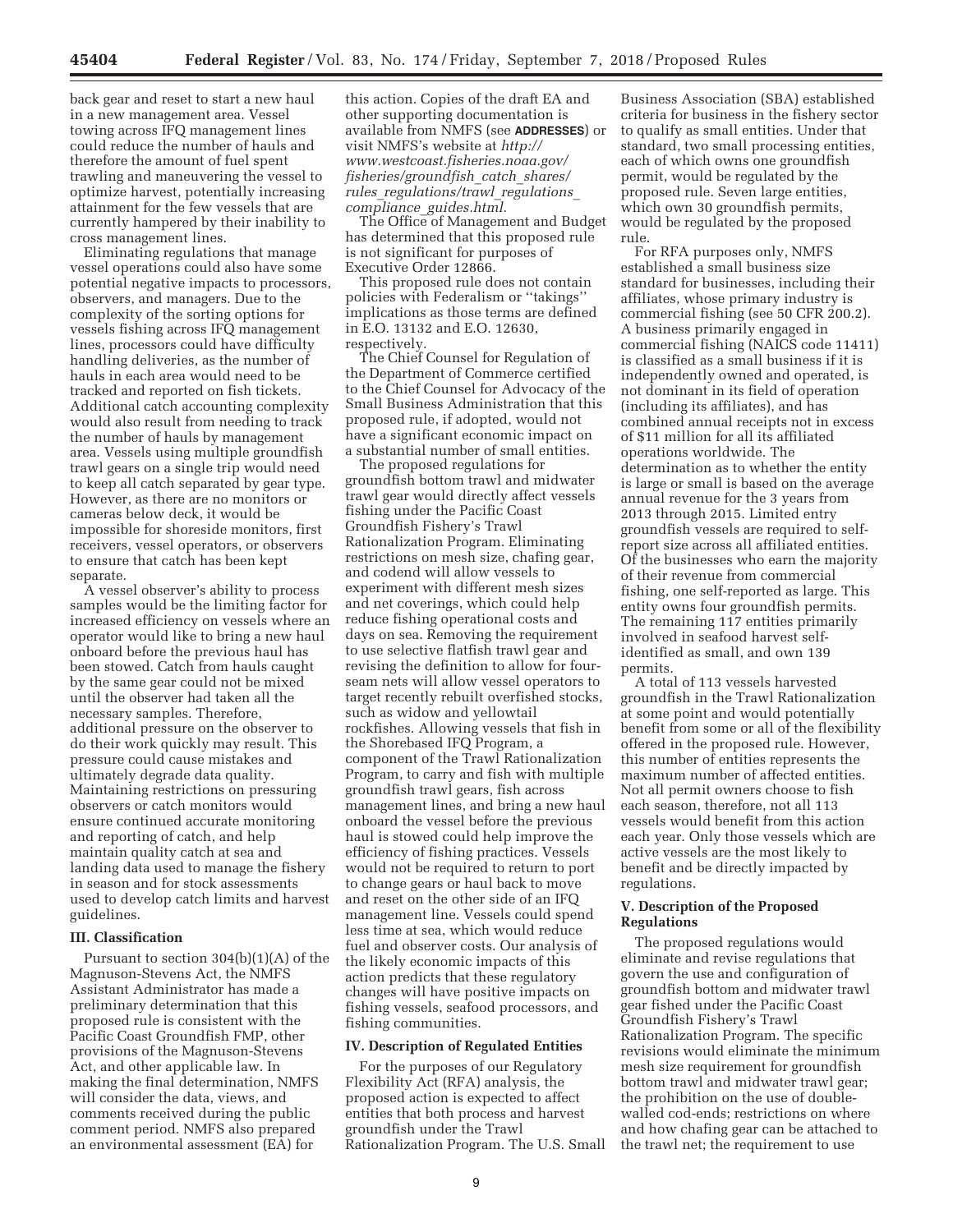back gear and reset to start a new haul in a new management area. Vessel towing across IFQ management lines could reduce the number of hauls and therefore the amount of fuel spent trawling and maneuvering the vessel to optimize harvest, potentially increasing attainment for the few vessels that are currently hampered by their inability to cross management lines.

Eliminating regulations that manage vessel operations could also have some potential negative impacts to processors, observers, and managers. Due to the complexity of the sorting options for vessels fishing across IFQ management lines, processors could have difficulty handling deliveries, as the number of hauls in each area would need to be tracked and reported on fish tickets. Additional catch accounting complexity would also result from needing to track the number of hauls by management area. Vessels using multiple groundfish trawl gears on a single trip would need to keep all catch separated by gear type. However, as there are no monitors or cameras below deck, it would be impossible for shoreside monitors, first receivers, vessel operators, or observers to ensure that catch has been kept separate.

A vessel observer's ability to process samples would be the limiting factor for increased efficiency on vessels where an operator would like to bring a new haul onboard before the previous haul has been stowed. Catch from hauls caught by the same gear could not be mixed until the observer had taken all the necessary samples. Therefore, additional pressure on the observer to do their work quickly may result. This pressure could cause mistakes and ultimately degrade data quality. Maintaining restrictions on pressuring observers or catch monitors would ensure continued accurate monitoring and reporting of catch, and help maintain quality catch at sea and landing data used to manage the fishery in season and for stock assessments used to develop catch limits and harvest guidelines.

### III. Classification

Pursuant to section 304(b)(1)(A) of the Magnuson-Stevens Act, the NMFS Assistant Administrator has made a preliminary determination that this proposed rule is consistent with the Pacific Coast Groundfish FMP, other provisions of the Magnuson-Stevens Act, and other applicable law. In making the final determination, NMFS will consider the data, views, and comments received during the public comment period. NMFS also prepared an environmental assessment (EA) for this action. Copies of the draft EA and other supporting documentation is available from NMFS (see **ADDRESSES**) or visit NMFS's website at *http://www.westcoast.fisheries.noaa.gov/fisheries/groundfish_catch_shares/rules_regulations/trawl_regulations_compliance_guides.html.*

The Office of Management and Budget has determined that this proposed rule is not significant for purposes of Executive Order 12866.

This proposed rule does not contain policies with Federalism or ''takings'' implications as those terms are defined in E.O. 13132 and E.O. 12630, respectively.

The Chief Counsel for Regulation of the Department of Commerce certified to the Chief Counsel for Advocacy of the Small Business Administration that this proposed rule, if adopted, would not have a significant economic impact on a substantial number of small entities.

The proposed regulations for groundfish bottom trawl and midwater trawl gear would directly affect vessels fishing under the Pacific Coast Groundfish Fishery's Trawl Rationalization Program. Eliminating restrictions on mesh size, chafing gear, and codend will allow vessels to experiment with different mesh sizes and net coverings, which could help reduce fishing operational costs and days on sea. Removing the requirement to use selective flatfish trawl gear and revising the definition to allow for four-seam nets will allow vessel operators to target recently rebuilt overfished stocks, such as widow and yellowtail rockfishes. Allowing vessels that fish in the Shorebased IFQ Program, a component of the Trawl Rationalization Program, to carry and fish with multiple groundfish trawl gears, fish across management lines, and bring a new haul onboard the vessel before the previous haul is stowed could help improve the efficiency of fishing practices. Vessels would not be required to return to port to change gears or haul back to move and reset on the other side of an IFQ management line. Vessels could spend less time at sea, which would reduce fuel and observer costs. Our analysis of the likely economic impacts of this action predicts that these regulatory changes will have positive impacts on fishing vessels, seafood processors, and fishing communities.

### IV. Description of Regulated Entities

For the purposes of our Regulatory Flexibility Act (RFA) analysis, the proposed action is expected to affect entities that both process and harvest groundfish under the Trawl Rationalization Program. The U.S. Small Business Association (SBA) established criteria for business in the fishery sector to qualify as small entities. Under that standard, two small processing entities, each of which owns one groundfish permit, would be regulated by the proposed rule. Seven large entities, which own 30 groundfish permits, would be regulated by the proposed rule.

For RFA purposes only, NMFS established a small business size standard for businesses, including their affiliates, whose primary industry is commercial fishing (see 50 CFR 200.2). A business primarily engaged in commercial fishing (NAICS code 11411) is classified as a small business if it is independently owned and operated, is not dominant in its field of operation (including its affiliates), and has combined annual receipts not in excess of $11 million for all its affiliated operations worldwide. The determination as to whether the entity is large or small is based on the average annual revenue for the 3 years from 2013 through 2015. Limited entry groundfish vessels are required to self-report size across all affiliated entities. Of the businesses who earn the majority of their revenue from commercial fishing, one self-reported as large. This entity owns four groundfish permits. The remaining 117 entities primarily involved in seafood harvest self-identified as small, and own 139 permits.

A total of 113 vessels harvested groundfish in the Trawl Rationalization at some point and would potentially benefit from some or all of the flexibility offered in the proposed rule. However, this number of entities represents the maximum number of affected entities. Not all permit owners choose to fish each season, therefore, not all 113 vessels would benefit from this action each year. Only those vessels which are active vessels are the most likely to benefit and be directly impacted by regulations.

### V. Description of the Proposed Regulations

The proposed regulations would eliminate and revise regulations that govern the use and configuration of groundfish bottom and midwater trawl gear fished under the Pacific Coast Groundfish Fishery's Trawl Rationalization Program. The specific revisions would eliminate the minimum mesh size requirement for groundfish bottom trawl and midwater trawl gear; the prohibition on the use of double-walled cod-ends; restrictions on where and how chafing gear can be attached to the trawl net; the requirement to use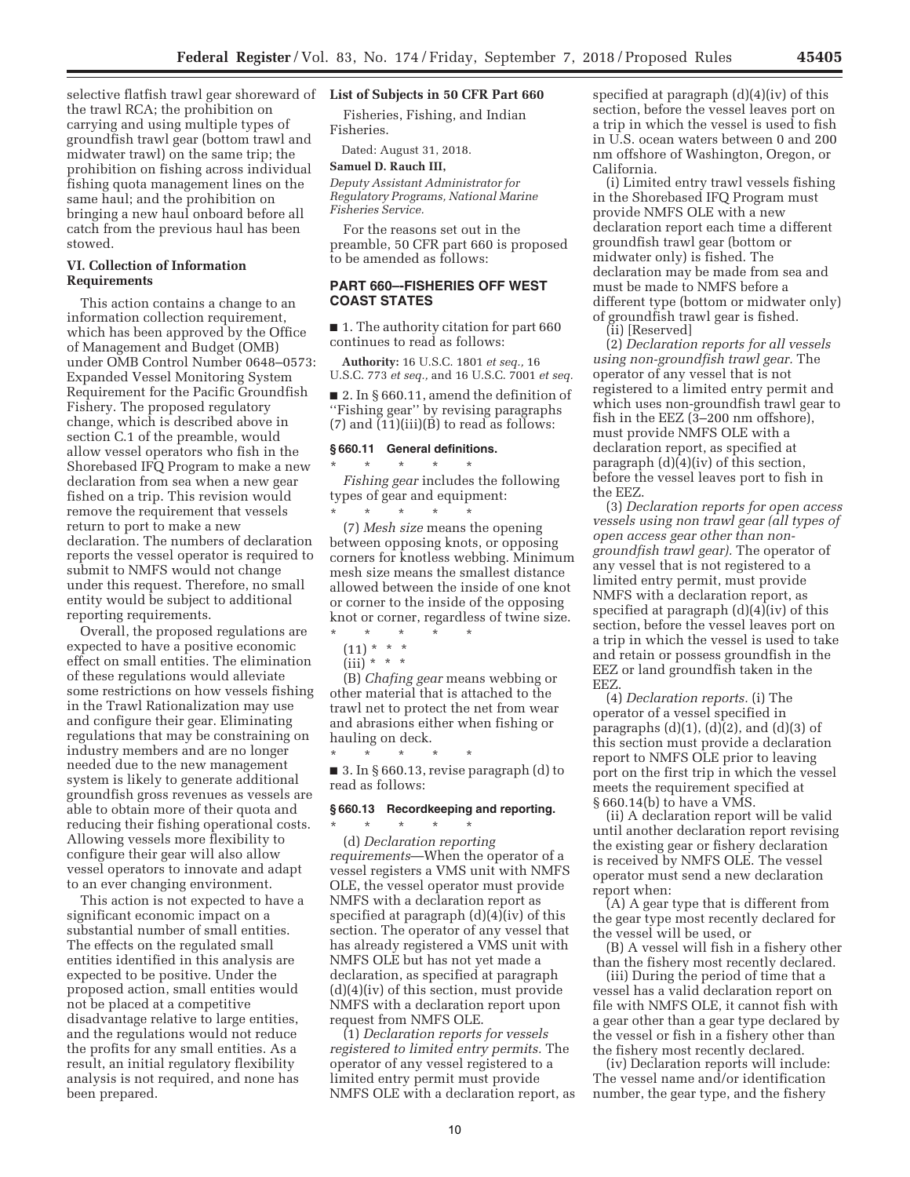selective flatfish trawl gear shoreward of the trawl RCA; the prohibition on carrying and using multiple types of groundfish trawl gear (bottom trawl and midwater trawl) on the same trip; the prohibition on fishing across individual fishing quota management lines on the same haul; and the prohibition on bringing a new haul onboard before all catch from the previous haul has been stowed.

### VI. Collection of Information Requirements

This action contains a change to an information collection requirement, which has been approved by the Office of Management and Budget (OMB) under OMB Control Number 0648–0573: Expanded Vessel Monitoring System Requirement for the Pacific Groundfish Fishery. The proposed regulatory change, which is described above in section C.1 of the preamble, would allow vessel operators who fish in the Shorebased IFQ Program to make a new declaration from sea when a new gear fished on a trip. This revision would remove the requirement that vessels return to port to make a new declaration. The numbers of declaration reports the vessel operator is required to submit to NMFS would not change under this request. Therefore, no small entity would be subject to additional reporting requirements.

Overall, the proposed regulations are expected to have a positive economic effect on small entities. The elimination of these regulations would alleviate some restrictions on how vessels fishing in the Trawl Rationalization may use and configure their gear. Eliminating regulations that may be constraining on industry members and are no longer needed due to the new management system is likely to generate additional groundfish gross revenues as vessels are able to obtain more of their quota and reducing their fishing operational costs. Allowing vessels more flexibility to configure their gear will also allow vessel operators to innovate and adapt to an ever changing environment.

This action is not expected to have a significant economic impact on a substantial number of small entities. The effects on the regulated small entities identified in this analysis are expected to be positive. Under the proposed action, small entities would not be placed at a competitive disadvantage relative to large entities, and the regulations would not reduce the profits for any small entities. As a result, an initial regulatory flexibility analysis is not required, and none has been prepared.

### List of Subjects in 50 CFR Part 660

Fisheries, Fishing, and Indian Fisheries.

Dated: August 31, 2018.

**Samuel D. Rauch III,**

*Deputy Assistant Administrator for Regulatory Programs, National Marine Fisheries Service.*

For the reasons set out in the preamble, 50 CFR part 660 is proposed to be amended as follows:

## PART 660—FISHERIES OFF WEST COAST STATES

■ 1. The authority citation for part 660 continues to read as follows:

**Authority:** 16 U.S.C. 1801 *et seq.,* 16 U.S.C. 773 *et seq.,* and 16 U.S.C. 7001 *et seq.*

■ 2. In § 660.11, amend the definition of ''Fishing gear'' by revising paragraphs (7) and (11)(iii)(B) to read as follows:

#### § 660.11 General definitions.

\* \* \* \* \*

*Fishing gear* includes the following types of gear and equipment:

\* \* \* \* \*

(7) *Mesh size* means the opening between opposing knots, or opposing corners for knotless webbing. Minimum mesh size means the smallest distance allowed between the inside of one knot or corner to the inside of the opposing knot or corner, regardless of twine size.

\* \* \* \* \*

(11) \* \* \*

(iii) \* \* \*

(B) *Chafing gear* means webbing or other material that is attached to the trawl net to protect the net from wear and abrasions either when fishing or hauling on deck.

\* \* \* \* \*

■ 3. In § 660.13, revise paragraph (d) to read as follows:

#### § 660.13 Recordkeeping and reporting.

\* \* \* \* \*

(d) *Declaration reporting requirements*—When the operator of a vessel registers a VMS unit with NMFS OLE, the vessel operator must provide NMFS with a declaration report as specified at paragraph (d)(4)(iv) of this section. The operator of any vessel that has already registered a VMS unit with NMFS OLE but has not yet made a declaration, as specified at paragraph (d)(4)(iv) of this section, must provide NMFS with a declaration report upon request from NMFS OLE.

(1) *Declaration reports for vessels registered to limited entry permits.* The operator of any vessel registered to a limited entry permit must provide NMFS OLE with a declaration report, as specified at paragraph (d)(4)(iv) of this section, before the vessel leaves port on a trip in which the vessel is used to fish in U.S. ocean waters between 0 and 200 nm offshore of Washington, Oregon, or California.

(i) Limited entry trawl vessels fishing in the Shorebased IFQ Program must provide NMFS OLE with a new declaration report each time a different groundfish trawl gear (bottom or midwater only) is fished. The declaration may be made from sea and must be made to NMFS before a different type (bottom or midwater only) of groundfish trawl gear is fished.

(ii) [Reserved]

(2) *Declaration reports for all vessels using non-groundfish trawl gear.* The operator of any vessel that is not registered to a limited entry permit and which uses non-groundfish trawl gear to fish in the EEZ (3–200 nm offshore), must provide NMFS OLE with a declaration report, as specified at paragraph (d)(4)(iv) of this section, before the vessel leaves port to fish in the EEZ.

(3) *Declaration reports for open access vessels using non trawl gear (all types of open access gear other than non-groundfish trawl gear).* The operator of any vessel that is not registered to a limited entry permit, must provide NMFS with a declaration report, as specified at paragraph (d)(4)(iv) of this section, before the vessel leaves port on a trip in which the vessel is used to take and retain or possess groundfish in the EEZ or land groundfish taken in the EEZ.

(4) *Declaration reports.* (i) The operator of a vessel specified in paragraphs (d)(1), (d)(2), and (d)(3) of this section must provide a declaration report to NMFS OLE prior to leaving port on the first trip in which the vessel meets the requirement specified at § 660.14(b) to have a VMS.

(ii) A declaration report will be valid until another declaration report revising the existing gear or fishery declaration is received by NMFS OLE. The vessel operator must send a new declaration report when:

(A) A gear type that is different from the gear type most recently declared for the vessel will be used, or

(B) A vessel will fish in a fishery other than the fishery most recently declared.

(iii) During the period of time that a vessel has a valid declaration report on file with NMFS OLE, it cannot fish with a gear other than a gear type declared by the vessel or fish in a fishery other than the fishery most recently declared.

(iv) Declaration reports will include: The vessel name and/or identification number, the gear type, and the fishery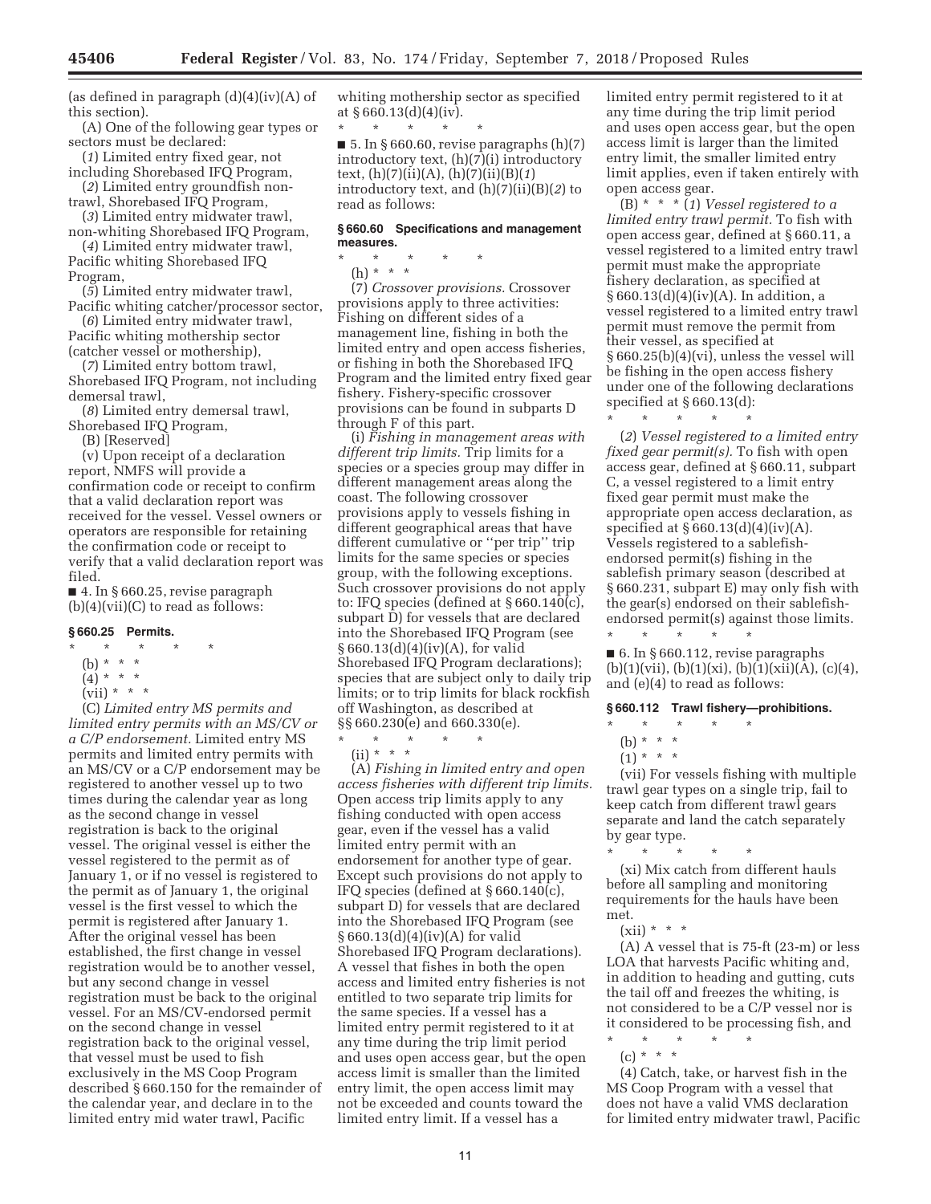(as defined in paragraph (d)(4)(iv)(A) of this section).

(A) One of the following gear types or sectors must be declared:

(*1*) Limited entry fixed gear, not including Shorebased IFQ Program,

(*2*) Limited entry groundfish non-trawl, Shorebased IFQ Program,

(*3*) Limited entry midwater trawl, non-whiting Shorebased IFQ Program,

(*4*) Limited entry midwater trawl, Pacific whiting Shorebased IFQ Program,

(*5*) Limited entry midwater trawl, Pacific whiting catcher/processor sector,

(*6*) Limited entry midwater trawl, Pacific whiting mothership sector (catcher vessel or mothership),

(*7*) Limited entry bottom trawl, Shorebased IFQ Program, not including demersal trawl,

(*8*) Limited entry demersal trawl, Shorebased IFQ Program,

(B) [Reserved]

(v) Upon receipt of a declaration report, NMFS will provide a confirmation code or receipt to confirm that a valid declaration report was received for the vessel. Vessel owners or operators are responsible for retaining the confirmation code or receipt to verify that a valid declaration report was filed.

■ 4. In § 660.25, revise paragraph (b)(4)(vii)(C) to read as follows:

### § 660.25 Permits.

\* \* \* \* \*

(b) \* \* \*

(4) \* \* \*

(vii) \* \* \*

(C) *Limited entry MS permits and limited entry permits with an MS/CV or a C/P endorsement.* Limited entry MS permits and limited entry permits with an MS/CV or a C/P endorsement may be registered to another vessel up to two times during the calendar year as long as the second change in vessel registration is back to the original vessel. The original vessel is either the vessel registered to the permit as of January 1, or if no vessel is registered to the permit as of January 1, the original vessel is the first vessel to which the permit is registered after January 1. After the original vessel has been established, the first change in vessel registration would be to another vessel, but any second change in vessel registration must be back to the original vessel. For an MS/CV-endorsed permit on the second change in vessel registration back to the original vessel, that vessel must be used to fish exclusively in the MS Coop Program described § 660.150 for the remainder of the calendar year, and declare in to the limited entry mid water trawl, Pacific whiting mothership sector as specified at § 660.13(d)(4)(iv).

\* \* \* \* \*

■ 5. In § 660.60, revise paragraphs (h)(7) introductory text, (h)(7)(i) introductory text, (h)(7)(ii)(A), (h)(7)(ii)(B)(*1*) introductory text, and (h)(7)(ii)(B)(*2*) to read as follows:

### § 660.60 Specifications and management measures.

\* \* \* \* \*

(h) \* \* \*

(7) *Crossover provisions.* Crossover provisions apply to three activities: Fishing on different sides of a management line, fishing in both the limited entry and open access fisheries, or fishing in both the Shorebased IFQ Program and the limited entry fixed gear fishery. Fishery-specific crossover provisions can be found in subparts D through F of this part.

(i) *Fishing in management areas with different trip limits.* Trip limits for a species or a species group may differ in different management areas along the coast. The following crossover provisions apply to vessels fishing in different geographical areas that have different cumulative or ''per trip'' trip limits for the same species or species group, with the following exceptions. Such crossover provisions do not apply to: IFQ species (defined at § 660.140(c), subpart D) for vessels that are declared into the Shorebased IFQ Program (see § 660.13(d)(4)(iv)(A), for valid Shorebased IFQ Program declarations); species that are subject only to daily trip limits; or to trip limits for black rockfish off Washington, as described at §§ 660.230(e) and 660.330(e).

\* \* \* \* \*

(ii) \* \* \*

(A) *Fishing in limited entry and open access fisheries with different trip limits.* Open access trip limits apply to any fishing conducted with open access gear, even if the vessel has a valid limited entry permit with an endorsement for another type of gear. Except such provisions do not apply to IFQ species (defined at § 660.140(c), subpart D) for vessels that are declared into the Shorebased IFQ Program (see § 660.13(d)(4)(iv)(A) for valid Shorebased IFQ Program declarations). A vessel that fishes in both the open access and limited entry fisheries is not entitled to two separate trip limits for the same species. If a vessel has a limited entry permit registered to it at any time during the trip limit period and uses open access gear, but the open access limit is smaller than the limited entry limit, the open access limit may not be exceeded and counts toward the limited entry limit. If a vessel has a limited entry permit registered to it at any time during the trip limit period and uses open access gear, but the open access limit is larger than the limited entry limit, the smaller limited entry limit applies, even if taken entirely with open access gear.

(B) \* \* \* (*1*) *Vessel registered to a limited entry trawl permit.* To fish with open access gear, defined at § 660.11, a vessel registered to a limited entry trawl permit must make the appropriate fishery declaration, as specified at § 660.13(d)(4)(iv)(A). In addition, a vessel registered to a limited entry trawl permit must remove the permit from their vessel, as specified at § 660.25(b)(4)(vi), unless the vessel will be fishing in the open access fishery under one of the following declarations specified at § 660.13(d):

\* \* \* \* \*

(*2*) *Vessel registered to a limited entry fixed gear permit(s).* To fish with open access gear, defined at § 660.11, subpart C, a vessel registered to a limit entry fixed gear permit must make the appropriate open access declaration, as specified at § 660.13(d)(4)(iv)(A). Vessels registered to a sablefish-endorsed permit(s) fishing in the sablefish primary season (described at § 660.231, subpart E) may only fish with the gear(s) endorsed on their sablefish-endorsed permit(s) against those limits.

\* \* \* \* \*

■ 6. In § 660.112, revise paragraphs (b)(1)(vii), (b)(1)(xi), (b)(1)(xii)(A), (c)(4), and (e)(4) to read as follows:

### § 660.112 Trawl fishery—prohibitions.

\* \* \* \* \*

(b) \* \* \*

(1) \* \* \*

(vii) For vessels fishing with multiple trawl gear types on a single trip, fail to keep catch from different trawl gears separate and land the catch separately by gear type.

\* \* \* \* \*

(xi) Mix catch from different hauls before all sampling and monitoring requirements for the hauls have been met.

(xii) \* \* \*

(A) A vessel that is 75-ft (23-m) or less LOA that harvests Pacific whiting and, in addition to heading and gutting, cuts the tail off and freezes the whiting, is not considered to be a C/P vessel nor is it considered to be processing fish, and

\* \* \* \* \*

(c) \* \* \*

(4) Catch, take, or harvest fish in the MS Coop Program with a vessel that does not have a valid VMS declaration for limited entry midwater trawl, Pacific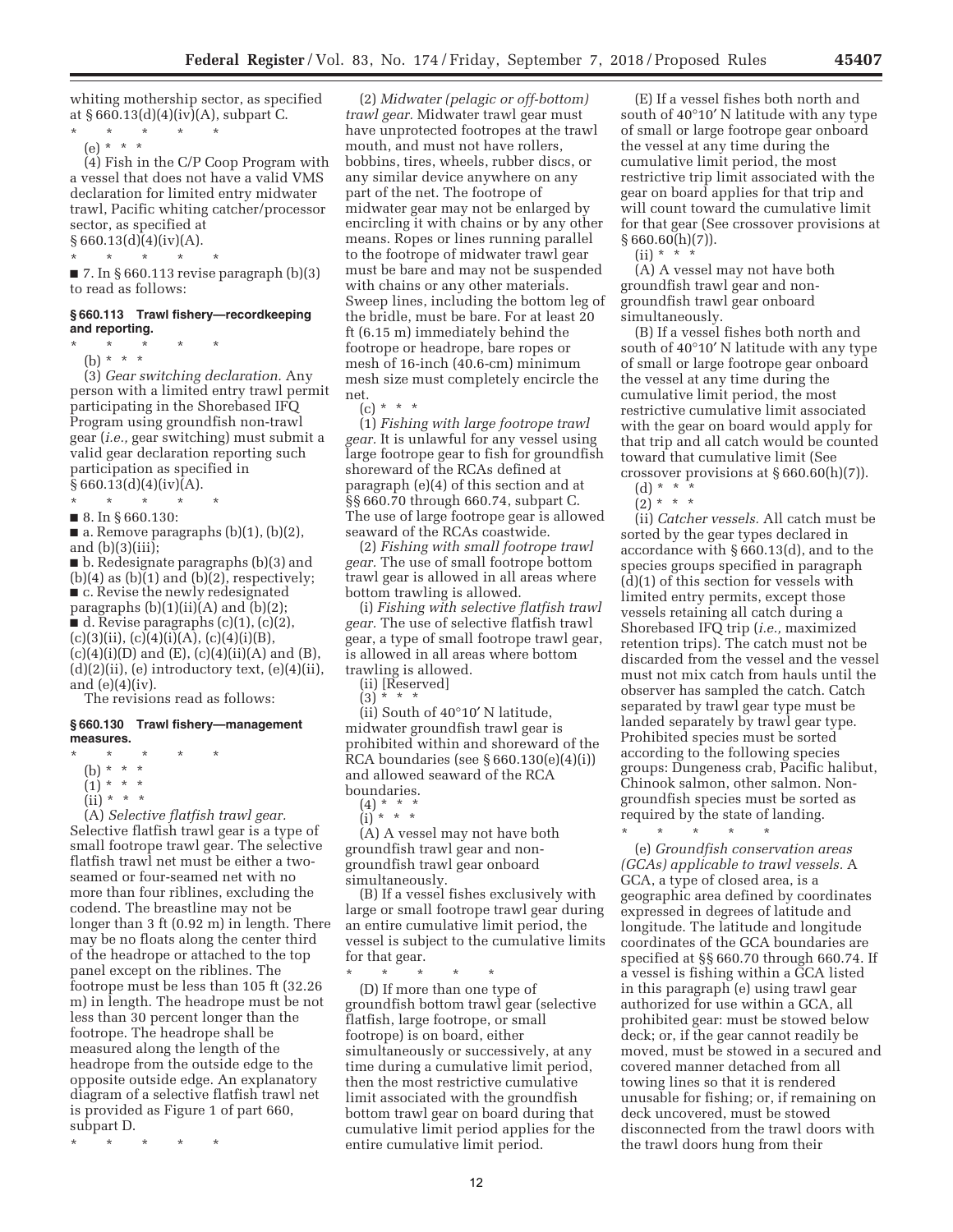whiting mothership sector, as specified at § 660.13(d)(4)(iv)(A), subpart C.

\* \* \* \* \*

(e) \* \* \*

(4) Fish in the C/P Coop Program with a vessel that does not have a valid VMS declaration for limited entry midwater trawl, Pacific whiting catcher/processor sector, as specified at § 660.13(d)(4)(iv)(A).

\* \* \* \* \*

■ 7. In § 660.113 revise paragraph (b)(3) to read as follows:

**§ 660.113 Trawl fishery—recordkeeping and reporting.**

\* \* \* \* \*

(b) \* \* \*

(3) *Gear switching declaration.* Any person with a limited entry trawl permit participating in the Shorebased IFQ Program using groundfish non-trawl gear (*i.e.,* gear switching) must submit a valid gear declaration reporting such participation as specified in § 660.13(d)(4)(iv)(A).

\* \* \* \* \*

■ 8. In § 660.130:

■ a. Remove paragraphs (b)(1), (b)(2), and (b)(3)(iii);

■ b. Redesignate paragraphs (b)(3) and (b)(4) as (b)(1) and (b)(2), respectively;

■ c. Revise the newly redesignated paragraphs (b)(1)(ii)(A) and (b)(2);

■ d. Revise paragraphs (c)(1), (c)(2), (c)(3)(ii), (c)(4)(i)(A), (c)(4)(i)(B), (c)(4)(i)(D) and (E), (c)(4)(ii)(A) and (B), (d)(2)(ii), (e) introductory text, (e)(4)(ii), and (e)(4)(iv).

The revisions read as follows:

**§ 660.130 Trawl fishery—management measures.**

\* \* \* \* \*

(b) \* \* \*

(1) \* \* \*

(ii) \* \* \*

(A) *Selective flatfish trawl gear.* Selective flatfish trawl gear is a type of small footrope trawl gear. The selective flatfish trawl net must be either a two-seamed or four-seamed net with no more than four riblines, excluding the codend. The breastline may not be longer than 3 ft (0.92 m) in length. There may be no floats along the center third of the headrope or attached to the top panel except on the riblines. The footrope must be less than 105 ft (32.26 m) in length. The headrope must be not less than 30 percent longer than the footrope. The headrope shall be measured along the length of the headrope from the outside edge to the opposite outside edge. An explanatory diagram of a selective flatfish trawl net is provided as Figure 1 of part 660, subpart D.

\* \* \* \* \*

(2) *Midwater (pelagic or off-bottom) trawl gear.* Midwater trawl gear must have unprotected footropes at the trawl mouth, and must not have rollers, bobbins, tires, wheels, rubber discs, or any similar device anywhere on any part of the net. The footrope of midwater gear may not be enlarged by encircling it with chains or by any other means. Ropes or lines running parallel to the footrope of midwater trawl gear must be bare and may not be suspended with chains or any other materials. Sweep lines, including the bottom leg of the bridle, must be bare. For at least 20 ft (6.15 m) immediately behind the footrope or headrope, bare ropes or mesh of 16-inch (40.6-cm) minimum mesh size must completely encircle the net.

(c) \* \* \*

(1) *Fishing with large footrope trawl gear.* It is unlawful for any vessel using large footrope gear to fish for groundfish shoreward of the RCAs defined at paragraph (e)(4) of this section and at §§ 660.70 through 660.74, subpart C. The use of large footrope gear is allowed seaward of the RCAs coastwide.

(2) *Fishing with small footrope trawl gear.* The use of small footrope bottom trawl gear is allowed in all areas where bottom trawling is allowed.

(i) *Fishing with selective flatfish trawl gear.* The use of selective flatfish trawl gear, a type of small footrope trawl gear, is allowed in all areas where bottom trawling is allowed.

(ii) [Reserved]

(3) \* \* \*

(ii) South of 40°10′ N latitude, midwater groundfish trawl gear is prohibited within and shoreward of the RCA boundaries (see § 660.130(e)(4)(i)) and allowed seaward of the RCA boundaries.

(4) \* \* \*

(i) \* \* \*

(A) A vessel may not have both groundfish trawl gear and non-groundfish trawl gear onboard simultaneously.

(B) If a vessel fishes exclusively with large or small footrope trawl gear during an entire cumulative limit period, the vessel is subject to the cumulative limits for that gear.

\* \* \* \* \*

(D) If more than one type of groundfish bottom trawl gear (selective flatfish, large footrope, or small footrope) is on board, either simultaneously or successively, at any time during a cumulative limit period, then the most restrictive cumulative limit associated with the groundfish bottom trawl gear on board during that cumulative limit period applies for the entire cumulative limit period.

(E) If a vessel fishes both north and south of 40°10′ N latitude with any type of small or large footrope gear onboard the vessel at any time during the cumulative limit period, the most restrictive trip limit associated with the gear on board applies for that trip and will count toward the cumulative limit for that gear (See crossover provisions at § 660.60(h)(7)).

(ii) \* \* \*

(A) A vessel may not have both groundfish trawl gear and non-groundfish trawl gear onboard simultaneously.

(B) If a vessel fishes both north and south of 40°10′ N latitude with any type of small or large footrope gear onboard the vessel at any time during the cumulative limit period, the most restrictive cumulative limit associated with the gear on board would apply for that trip and all catch would be counted toward that cumulative limit (See crossover provisions at § 660.60(h)(7)).

(d) \* \* \*

(2) \* \* \*

(ii) *Catcher vessels.* All catch must be sorted by the gear types declared in accordance with § 660.13(d), and to the species groups specified in paragraph (d)(1) of this section for vessels with limited entry permits, except those vessels retaining all catch during a Shorebased IFQ trip (*i.e.,* maximized retention trips). The catch must not be discarded from the vessel and the vessel must not mix catch from hauls until the observer has sampled the catch. Catch separated by trawl gear type must be landed separately by trawl gear type. Prohibited species must be sorted according to the following species groups: Dungeness crab, Pacific halibut, Chinook salmon, other salmon. Non-groundfish species must be sorted as required by the state of landing.

\* \* \* \* \*

(e) *Groundfish conservation areas (GCAs) applicable to trawl vessels.* A GCA, a type of closed area, is a geographic area defined by coordinates expressed in degrees of latitude and longitude. The latitude and longitude coordinates of the GCA boundaries are specified at §§ 660.70 through 660.74. If a vessel is fishing within a GCA listed in this paragraph (e) using trawl gear authorized for use within a GCA, all prohibited gear: must be stowed below deck; or, if the gear cannot readily be moved, must be stowed in a secured and covered manner detached from all towing lines so that it is rendered unusable for fishing; or, if remaining on deck uncovered, must be stowed disconnected from the trawl doors with the trawl doors hung from their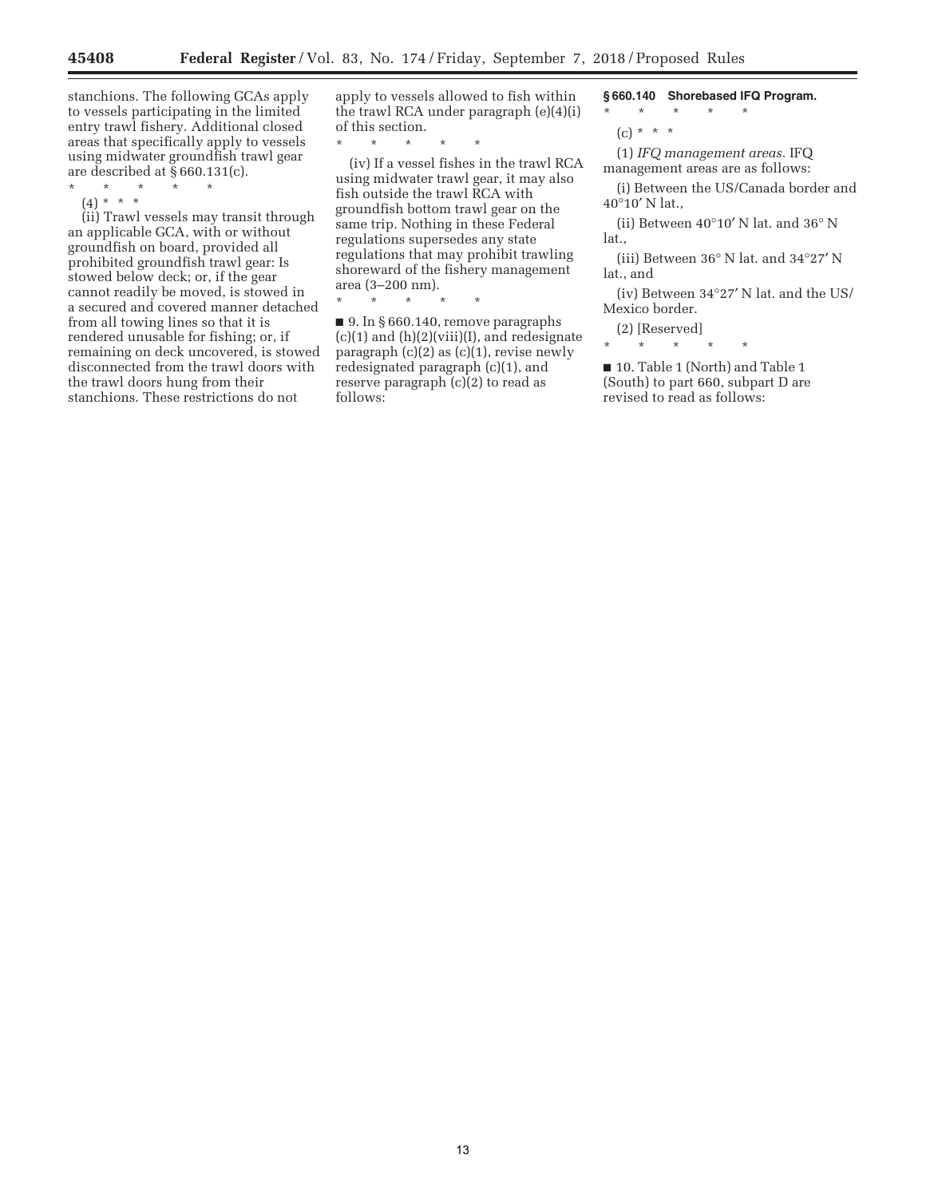stanchions. The following GCAs apply to vessels participating in the limited entry trawl fishery. Additional closed areas that specifically apply to vessels using midwater groundfish trawl gear are described at § 660.131(c).

\* \* \* \* \*

(4) \* \* \*

(ii) Trawl vessels may transit through an applicable GCA, with or without groundfish on board, provided all prohibited groundfish trawl gear: Is stowed below deck; or, if the gear cannot readily be moved, is stowed in a secured and covered manner detached from all towing lines so that it is rendered unusable for fishing; or, if remaining on deck uncovered, is stowed disconnected from the trawl doors with the trawl doors hung from their stanchions. These restrictions do not apply to vessels allowed to fish within the trawl RCA under paragraph (e)(4)(i) of this section.

\* \* \* \* \*

(iv) If a vessel fishes in the trawl RCA using midwater trawl gear, it may also fish outside the trawl RCA with groundfish bottom trawl gear on the same trip. Nothing in these Federal regulations supersedes any state regulations that may prohibit trawling shoreward of the fishery management area (3–200 nm).

\* \* \* \* \*

■ 9. In § 660.140, remove paragraphs (c)(1) and (h)(2)(viii)(I), and redesignate paragraph (c)(2) as (c)(1), revise newly redesignated paragraph (c)(1), and reserve paragraph (c)(2) to read as follows:

**§ 660.140 Shorebased IFQ Program.**

\* \* \* \* \*

(c) \* \* \*

(1) *IFQ management areas.* IFQ management areas are as follows:

(i) Between the US/Canada border and 40°10′ N lat.,

(ii) Between 40°10′ N lat. and 36° N lat.,

(iii) Between 36° N lat. and 34°27′ N lat., and

(iv) Between 34°27′ N lat. and the US/Mexico border.

(2) [Reserved]

\* \* \* \* \*

■ 10. Table 1 (North) and Table 1 (South) to part 660, subpart D are revised to read as follows: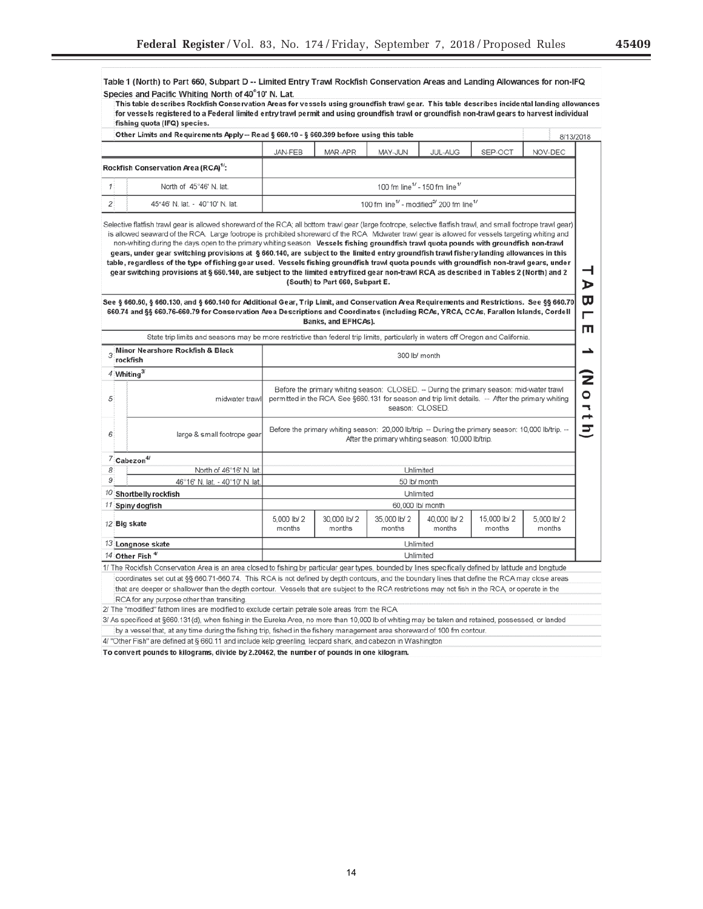Table 1 (North) to Part 660, Subpart D -- Limited Entry Trawl Rockfish Conservation Areas and Landing Allowances for non-IFQ Species and Pacific Whiting North of 40°10' N. Lat.

**This table describes Rockfish Conservation Areas for vessels using groundfish trawl gear. This table describes incidental landing allowances for vessels registered to a Federal limited entry trawl permit and using groundfish trawl or groundfish non-trawl gears to harvest individual fishing quota (IFQ) species.**

**Other Limits and Requirements Apply -- Read § 660.10 - § 660.399 before using this table** 8/13/2018

| | | JAN-FEB | MAR-APR | MAY-JUN | JUL-AUG | SEP-OCT | NOV-DEC |
|---|---|---|---|---|---|---|---|
| **Rockfish Conservation Area (RCA)[1/]:** | | | | | | | |
| 1 | North of 45°46' N. lat. | 100 fm line[1/] - 150 fm line[1/] | | | | | |
| 2 | 45°46' N. lat. - 40°10' N. lat. | 100 fm line[1/] - modified[2/] 200 fm line[1/] | | | | | |

Selective flatfish trawl gear is allowed shoreward of the RCA; all bottom trawl gear (large footrope, selective flatfish trawl, and small footrope trawl gear) is allowed seaward of the RCA. Large footrope is prohibited shoreward of the RCA. Midwater trawl gear is allowed for vessels targeting whiting and non-whiting during the days open to the primary whiting season. **Vessels fishing groundfish trawl quota pounds with groundfish non-trawl gears, under gear switching provisions at § 660.140, are subject to the limited entry groundfish trawl fishery landing allowances in this table, regardless of the type of fishing gear used. Vessels fishing groundfish trawl quota pounds with groundfish non-trawl gears, under gear switching provisions at § 660.140, are subject to the limited entry fixed gear non-trawl RCA, as described in Tables 2 (North) and 2 (South) to Part 660, Subpart E.**

**See § 660.60, § 660.130, and § 660.140 for Additional Gear, Trip Limit, and Conservation Area Requirements and Restrictions. See §§ 660.70-660.74 and §§ 660.76-660.79 for Conservation Area Descriptions and Coordinates (including RCAs, YRCA, CCAs, Farallon Islands, Cordell Banks, and EFHCAs).**

State trip limits and seasons may be more restrictive than federal trip limits, particularly in waters off Oregon and California.

| | | JAN-FEB | MAR-APR | MAY-JUN | JUL-AUG | SEP-OCT | NOV-DEC |
|---|---|---|---|---|---|---|---|
| 3 | **Minor Nearshore Rockfish & Black rockfish** | 300 lb/ month | | | | | |
| 4 | **Whiting[3/]** | | | | | | |
| 5 | midwater trawl | Before the primary whiting season: CLOSED. -- During the primary season: mid-water trawl permitted in the RCA. See §660.131 for season and trip limit details. -- After the primary whiting season: CLOSED. | | | | | |
| 6 | large & small footrope gear | Before the primary whiting season: 20,000 lb/trip. -- During the primary season: 10,000 lb/trip. -- After the primary whiting season: 10,000 lb/trip. | | | | | |
| 7 | **Cabezon[4/]** | | | | | | |
| 8 | North of 46°16' N. lat. | Unlimited | | | | | |
| 9 | 46°16' N. lat. - 40°10' N. lat. | 50 lb/ month | | | | | |
| 10 | **Shortbelly rockfish** | Unlimited | | | | | |
| 11 | **Spiny dogfish** | 60,000 lb/ month | | | | | |
| 12 | **Big skate** | 5,000 lb/ 2 months | 30,000 lb/ 2 months | 35,000 lb/ 2 months | 40,000 lb/ 2 months | 15,000 lb/ 2 months | 5,000 lb/ 2 months |
| 13 | **Longnose skate** | Unlimited | | | | | |
| 14 | **Other Fish[4/]** | Unlimited | | | | | |

1/ The Rockfish Conservaton Area is an area closed to fishing by particular gear types, bounded by lines specifically defined by latitude and longitude coordinates set out at §§ 660.71-660.74. This RCA is not defined by depth contours, and the boundary lines that define the RCA may close areas that are deeper or shallower than the depth contour. Vessels that are subject to the RCA restrictions may not fish in the RCA, or operate in the RCA for any purpose other than transiting.

2/ The "modified" fathom lines are modified to exclude certain petrale sole areas from the RCA.

3/ As specificed at §660.131(d), when fishing in the Eureka Area, no more than 10,000 lb of whiting may be taken and retained, possessed, or landed by a vessel that, at any time during the fishing trip, fished in the fishery management area shoreward of 100 fm contour.

4/ "Other Fish" are defined at § 660.11 and include kelp greenling, leopard shark, and cabezon in Washington

**To convert pounds to kilograms, divide by 2.20462, the number of pounds in one kilogram.**

TABLE 1 (North)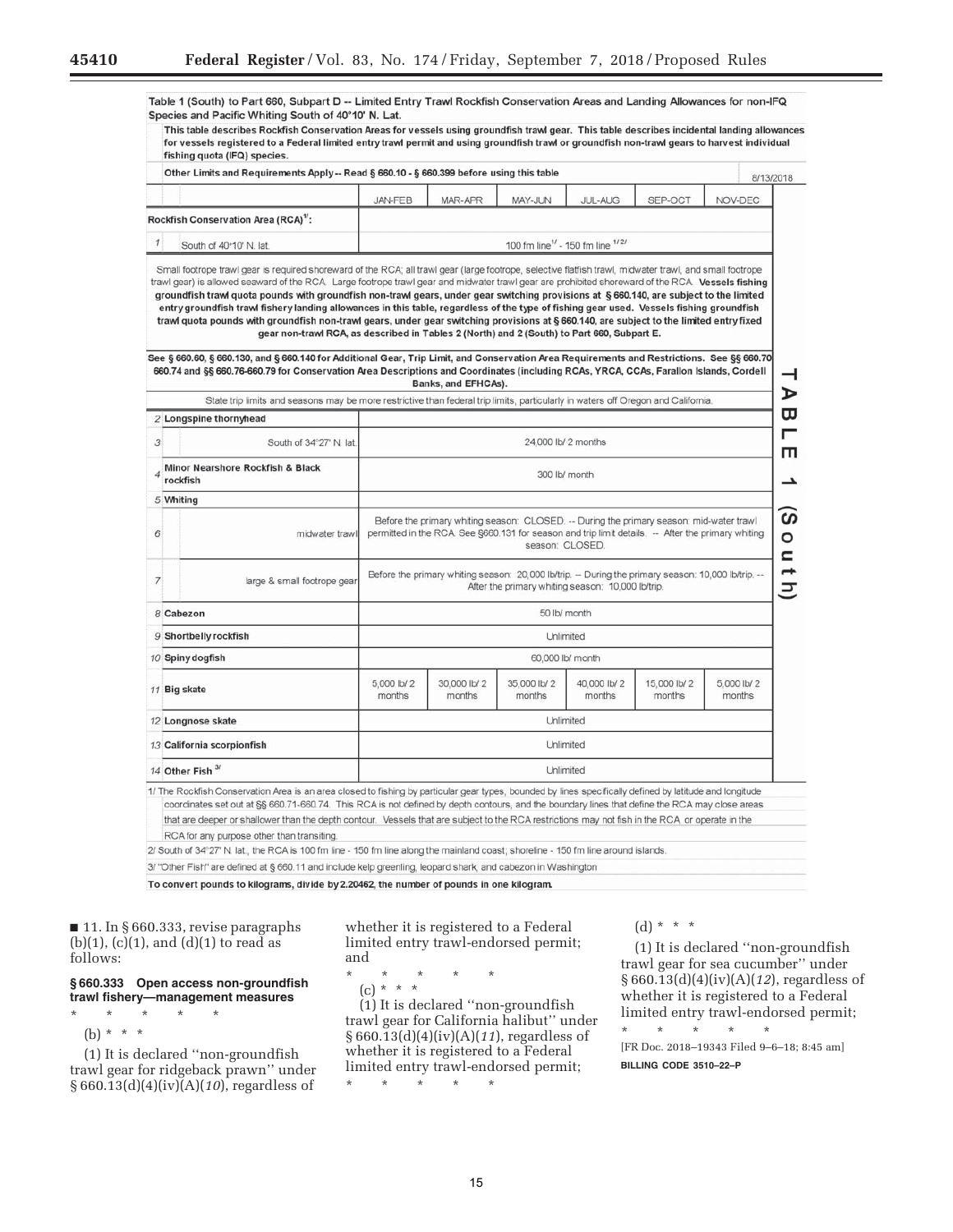Table 1 (South) to Part 660, Subpart D -- Limited Entry Trawl Rockfish Conservation Areas and Landing Allowances for non-IFQ Species and Pacific Whiting South of 40°10' N. Lat.

This table describes Rockfish Conservation Areas for vessels using groundfish trawl gear. This table describes incidental landing allowances for vessels registered to a Federal limited entry trawl permit and using groundfish trawl or groundfish non-trawl gears to harvest individual fishing quota (IFQ) species.

Other Limits and Requirements Apply -- Read § 660.10 - § 660.399 before using this table — 6/13/2018

| | | JAN-FEB | MAR-APR | MAY-JUN | JUL-AUG | SEP-OCT | NOV-DEC |
|---|---|---|---|---|---|---|---|
| | **Rockfish Conservation Area (RCA)[1/]:** | | | | | | |
| 1 | South of 40°10' N. lat. | 100 fm line[1/] - 150 fm line[1/2/] | | | | | |

Small footrope trawl gear is required shoreward of the RCA; all trawl gear (large footrope, selective flatfish trawl, midwater trawl, and small footrope trawl gear) is allowed seaward of the RCA. Large footrope trawl gear and midwater trawl gear are prohibited shoreward of the RCA. **Vessels fishing groundfish trawl quota pounds with groundfish non-trawl gears, under gear switching provisions at § 660.140, are subject to the limited entry groundfish trawl fishery landing allowances in this table, regardless of the type of fishing gear used. Vessels fishing groundfish trawl quota pounds with groundfish non-trawl gears, under gear switching provisions at § 660.140, are subject to the limited entry fixed gear non-trawl RCA, as described in Tables 2 (North) and 2 (South) to Part 660, Subpart E.**

**See § 660.60, § 660.130, and § 660.140 for Additional Gear, Trip Limit, and Conservation Area Requirements and Restrictions. See §§ 660.70-660.74 and §§ 660.76-660.79 for Conservation Area Descriptions and Coordinates (including RCAs, YRCA, CCAs, Farallon Islands, Cordell Banks, and EFHCAs).**

State trip limits and seasons may be more restrictive than federal trip limits, particularly in waters off Oregon and California.

| | | JAN-FEB | MAR-APR | MAY-JUN | JUL-AUG | SEP-OCT | NOV-DEC |
|---|---|---|---|---|---|---|---|
| 2 | **Longspine thornyhead** | | | | | | |
| 3 | South of 34°27' N. lat. | 24,000 lb/ 2 months | | | | | |
| 4 | **Minor Nearshore Rockfish & Black rockfish** | 300 lb/ month | | | | | |
| 5 | **Whiting** | | | | | | |
| 6 | midwater trawl | Before the primary whiting season: CLOSED. -- During the primary season: mid-water trawl permitted in the RCA. See §660.131 for season and trip limit details. -- After the primary whiting season: CLOSED. | | | | | |
| 7 | large & small footrope gear | Before the primary whiting season: 20,000 lb/trip. -- During the primary season: 10,000 lb/trip. -- After the primary whiting season: 10,000 lb/trip. | | | | | |
| 8 | **Cabezon** | 50 lb/ month | | | | | |
| 9 | **Shortbelly rockfish** | Unlimited | | | | | |
| 10 | **Spiny dogfish** | 60,000 lb/ month | | | | | |
| 11 | **Big skate** | 5,000 lb/ 2 months | 30,000 lb/ 2 months | 35,000 lb/ 2 months | 40,000 lb/ 2 months | 15,000 lb/ 2 months | 5,000 lb/ 2 months |
| 12 | **Longnose skate** | Unlimited | | | | | |
| 13 | **California scorpionfish** | Unlimited | | | | | |
| 14 | **Other Fish [3/]** | Unlimited | | | | | |

1/ The Rockfish Conservation Area is an area closed to fishing by particular gear types, bounded by lines specifically defined by latitude and longitude coordinates set out at §§ 660.71-660.74. This RCA is not defined by depth contours, and the boundary lines that define the RCA may close areas that are deeper or shallower than the depth contour. Vessels that are subject to the RCA restrictions may not fish in the RCA, or operate in the RCA for any purpose other than transiting.

2/ South of 34°27' N. lat., the RCA is 100 fm line - 150 fm line along the mainland coast; shoreline - 150 fm line around islands.

3/ "Other Fish" are defined at § 660.11 and include kelp greenling, leopard shark, and cabezon in Washington

**To convert pounds to kilograms, divide by 2.20462, the number of pounds in one kilogram.**

TABLE 1 (South)

■ 11. In § 660.333, revise paragraphs (b)(1), (c)(1), and (d)(1) to read as follows:

### § 660.333 Open access non-groundfish trawl fishery—management measures

\* \* \* \* \*

(b) \* \* \*

(1) It is declared ''non-groundfish trawl gear for ridgeback prawn'' under § 660.13(d)(4)(iv)(A)(*10*), regardless of whether it is registered to a Federal limited entry trawl-endorsed permit; and

\* \* \* \* \*

(c) \* \* \*

(1) It is declared ''non-groundfish trawl gear for California halibut'' under § 660.13(d)(4)(iv)(A)(*11*), regardless of whether it is registered to a Federal limited entry trawl-endorsed permit;

\* \* \* \* \*

(d) \* \* \*

(1) It is declared ''non-groundfish trawl gear for sea cucumber'' under § 660.13(d)(4)(iv)(A)(*12*), regardless of whether it is registered to a Federal limited entry trawl-endorsed permit;

\* \* \* \* \*

[FR Doc. 2018–19343 Filed 9–6–18; 8:45 am]

**BILLING CODE 3510–22–P**